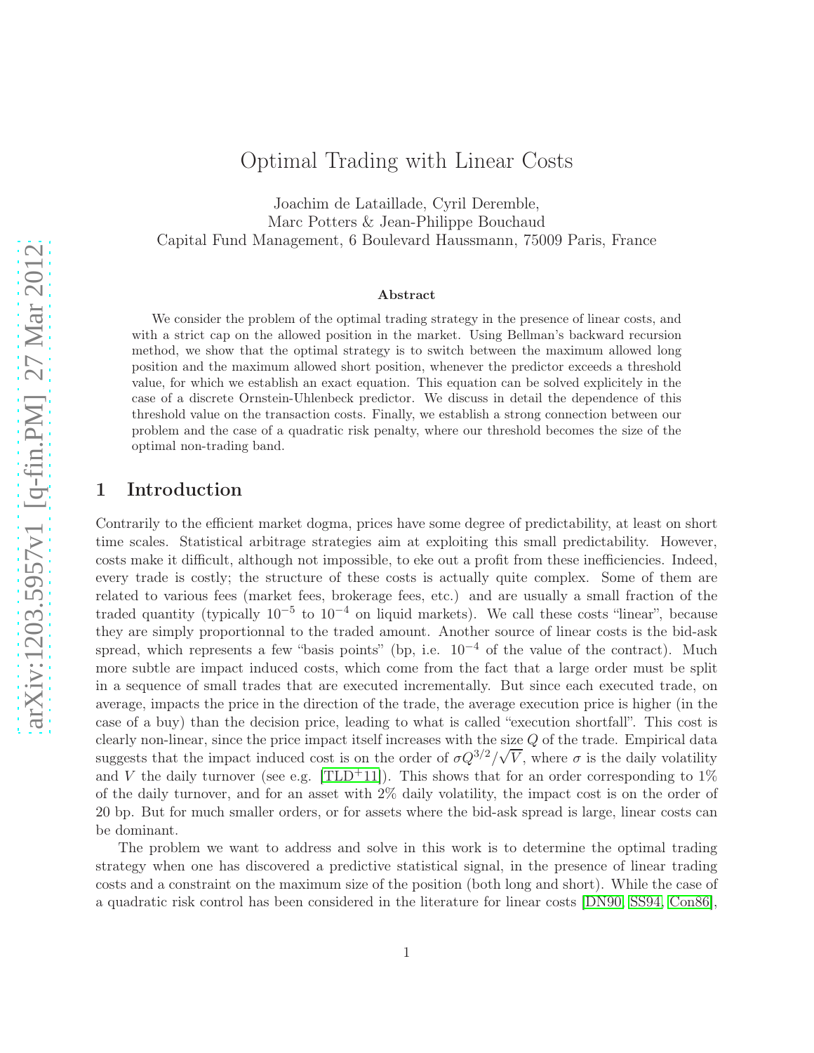# Optimal Trading with Linear Costs

Joachim de Lataillade, Cyril Deremble,
Marc Potters & Jean-Philippe Bouchaud
Capital Fund Management, 6 Boulevard Haussmann, 75009 Paris, France

### Abstract

We consider the problem of the optimal trading strategy in the presence of linear costs, and with a strict cap on the allowed position in the market. Using Bellman's backward recursion method, we show that the optimal strategy is to switch between the maximum allowed long position and the maximum allowed short position, whenever the predictor exceeds a threshold value, for which we establish an exact equation. This equation can be solved explicitely in the case of a discrete Ornstein-Uhlenbeck predictor. We discuss in detail the dependence of this threshold value on the transaction costs. Finally, we establish a strong connection between our problem and the case of a quadratic risk penalty, where our threshold becomes the size of the optimal non-trading band.

## 1 Introduction

Contrarily to the efficient market dogma, prices have some degree of predictability, at least on short time scales. Statistical arbitrage strategies aim at exploiting this small predictability. However, costs make it difficult, although not impossible, to eke out a profit from these inefficiencies. Indeed, every trade is costly; the structure of these costs is actually quite complex. Some of them are related to various fees (market fees, brokerage fees, etc.) and are usually a small fraction of the traded quantity (typically $10^{-5}$ to $10^{-4}$ on liquid markets). We call these costs "linear", because they are simply proportionnal to the traded amount. Another source of linear costs is the bid-ask spread, which represents a few "basis points" (bp, i.e. $10^{-4}$ of the value of the contract). Much more subtle are impact induced costs, which come from the fact that a large order must be split in a sequence of small trades that are executed incrementally. But since each executed trade, on average, impacts the price in the direction of the trade, the average execution price is higher (in the case of a buy) than the decision price, leading to what is called "execution shortfall". This cost is clearly non-linear, since the price impact itself increases with the size $Q$ of the trade. Empirical data suggests that the impact induced cost is on the order of $\sigma Q^{3/2}/\sqrt{V}$, where $\sigma$ is the daily volatility and $V$ the daily turnover (see e.g. [TLD+11]). This shows that for an order corresponding to 1% of the daily turnover, and for an asset with 2% daily volatility, the impact cost is on the order of 20 bp. But for much smaller orders, or for assets where the bid-ask spread is large, linear costs can be dominant.

The problem we want to address and solve in this work is to determine the optimal trading strategy when one has discovered a predictive statistical signal, in the presence of linear trading costs and a constraint on the maximum size of the position (both long and short). While the case of a quadratic risk control has been considered in the literature for linear costs [DN90, SS94, Con86],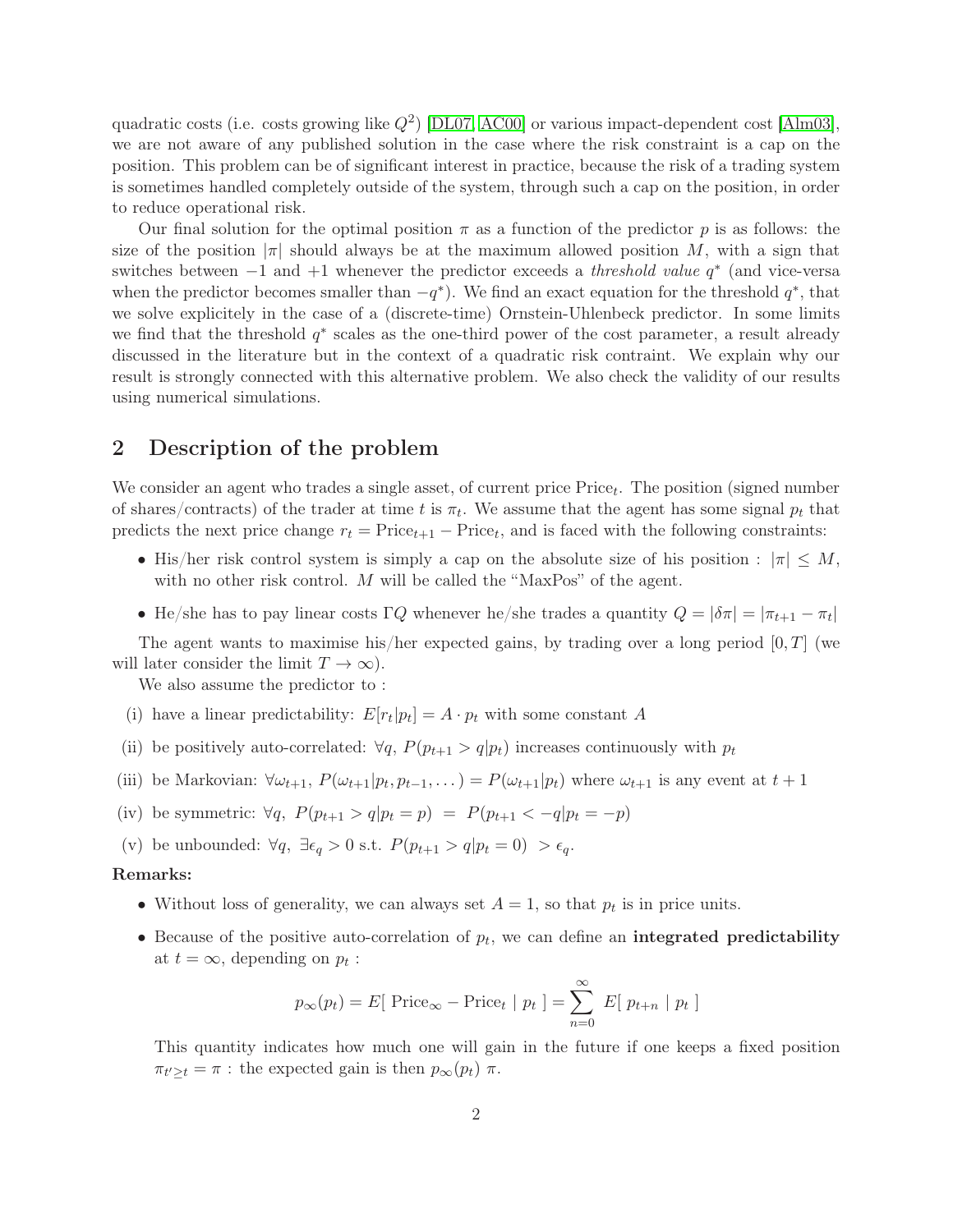quadratic costs (i.e. costs growing like $Q^2$) [DL07, AC00] or various impact-dependent cost [Alm03], we are not aware of any published solution in the case where the risk constraint is a cap on the position. This problem can be of significant interest in practice, because the risk of a trading system is sometimes handled completely outside of the system, through such a cap on the position, in order to reduce operational risk.

Our final solution for the optimal position $\pi$ as a function of the predictor $p$ is as follows: the size of the position $|\pi|$ should always be at the maximum allowed position $M$, with a sign that switches between $-1$ and $+1$ whenever the predictor exceeds a *threshold value* $q^*$ (and vice-versa when the predictor becomes smaller than $-q^*$). We find an exact equation for the threshold $q^*$, that we solve explicitely in the case of a (discrete-time) Ornstein-Uhlenbeck predictor. In some limits we find that the threshold $q^*$ scales as the one-third power of the cost parameter, a result already discussed in the literature but in the context of a quadratic risk contraint. We explain why our result is strongly connected with this alternative problem. We also check the validity of our results using numerical simulations.

## 2 Description of the problem

We consider an agent who trades a single asset, of current price $\text{Price}_t$. The position (signed number of shares/contracts) of the trader at time $t$ is $\pi_t$. We assume that the agent has some signal $p_t$ that predicts the next price change $r_t = \text{Price}_{t+1} - \text{Price}_t$, and is faced with the following constraints:

- His/her risk control system is simply a cap on the absolute size of his position : $|\pi| \leq M$, with no other risk control. $M$ will be called the "MaxPos" of the agent.
- He/she has to pay linear costs $\Gamma Q$ whenever he/she trades a quantity $Q = |\delta\pi| = |\pi_{t+1} - \pi_t|$

The agent wants to maximise his/her expected gains, by trading over a long period $[0, T]$ (we will later consider the limit $T \to \infty$).

We also assume the predictor to :

(i) have a linear predictability: $E[r_t|p_t] = A \cdot p_t$ with some constant $A$

(ii) be positively auto-correlated: $\forall q,\ P(p_{t+1} > q|p_t)$ increases continuously with $p_t$

(iii) be Markovian: $\forall \omega_{t+1},\ P(\omega_{t+1}|p_t, p_{t-1}, \dots) = P(\omega_{t+1}|p_t)$ where $\omega_{t+1}$ is any event at $t+1$

(iv) be symmetric: $\forall q,\ P(p_{t+1} > q|p_t = p) \ = \ P(p_{t+1} < -q|p_t = -p)$

(v) be unbounded: $\forall q,\ \exists \epsilon_q > 0$ s.t. $P(p_{t+1} > q|p_t = 0) \ > \epsilon_q$.

**Remarks:**

- Without loss of generality, we can always set $A = 1$, so that $p_t$ is in price units.
- Because of the positive auto-correlation of $p_t$, we can define an **integrated predictability** at $t = \infty$, depending on $p_t$ :

$$p_\infty(p_t) = E[\ \text{Price}_\infty - \text{Price}_t \ | \ p_t \ ] = \sum_{n=0}^{\infty} \ E[\ p_{t+n} \ | \ p_t \ ]$$

  This quantity indicates how much one will gain in the future if one keeps a fixed position $\pi_{t' \geq t} = \pi$ : the expected gain is then $p_\infty(p_t)\ \pi$.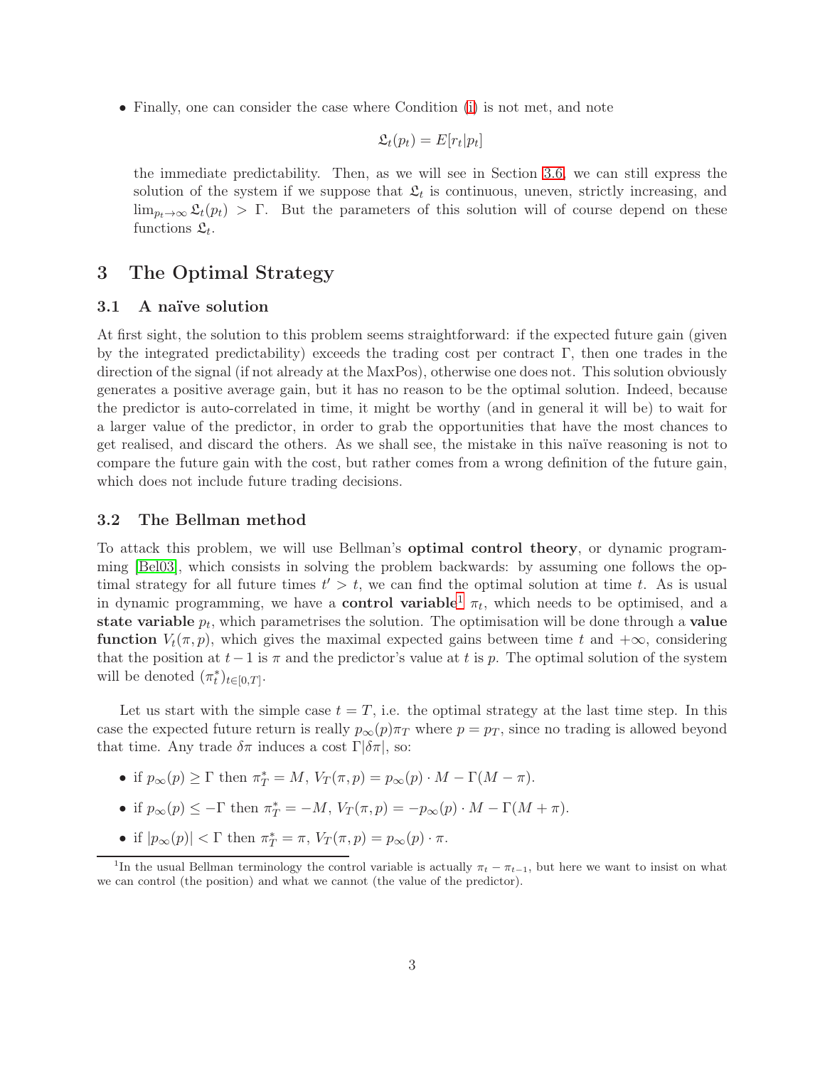- Finally, one can consider the case where Condition (i) is not met, and note

$$\mathfrak{L}_t(p_t) = E[r_t|p_t]$$

the immediate predictability. Then, as we will see in Section 3.6, we can still express the solution of the system if we suppose that $\mathfrak{L}_t$ is continuous, uneven, strictly increasing, and $\lim_{p_t \to \infty} \mathfrak{L}_t(p_t) > \Gamma$. But the parameters of this solution will of course depend on these functions $\mathfrak{L}_t$.

# 3 The Optimal Strategy

## 3.1 A naïve solution

At first sight, the solution to this problem seems straightforward: if the expected future gain (given by the integrated predictability) exceeds the trading cost per contract $\Gamma$, then one trades in the direction of the signal (if not already at the MaxPos), otherwise one does not. This solution obviously generates a positive average gain, but it has no reason to be the optimal solution. Indeed, because the predictor is auto-correlated in time, it might be worthy (and in general it will be) to wait for a larger value of the predictor, in order to grab the opportunities that have the most chances to get realised, and discard the others. As we shall see, the mistake in this naïve reasoning is not to compare the future gain with the cost, but rather comes from a wrong definition of the future gain, which does not include future trading decisions.

## 3.2 The Bellman method

To attack this problem, we will use Bellman's **optimal control theory**, or dynamic programming [Bel03], which consists in solving the problem backwards: by assuming one follows the optimal strategy for all future times $t' > t$, we can find the optimal solution at time $t$. As is usual in dynamic programming, we have a **control variable**[1] $\pi_t$, which needs to be optimised, and a **state variable** $p_t$, which parametrises the solution. The optimisation will be done through a **value function** $V_t(\pi, p)$, which gives the maximal expected gains between time $t$ and $+\infty$, considering that the position at $t-1$ is $\pi$ and the predictor's value at $t$ is $p$. The optimal solution of the system will be denoted $(\pi_t^*)_{t\in[0,T]}$.

Let us start with the simple case $t = T$, i.e. the optimal strategy at the last time step. In this case the expected future return is really $p_\infty(p)\pi_T$ where $p = p_T$, since no trading is allowed beyond that time. Any trade $\delta\pi$ induces a cost $\Gamma|\delta\pi|$, so:

- if $p_\infty(p) \geq \Gamma$ then $\pi_T^* = M$, $V_T(\pi, p) = p_\infty(p) \cdot M - \Gamma(M - \pi)$.
- if $p_\infty(p) \leq -\Gamma$ then $\pi_T^* = -M$, $V_T(\pi, p) = -p_\infty(p) \cdot M - \Gamma(M + \pi)$.
- if $|p_\infty(p)| < \Gamma$ then $\pi_T^* = \pi$, $V_T(\pi, p) = p_\infty(p) \cdot \pi$.

[1] In the usual Bellman terminology the control variable is actually $\pi_t - \pi_{t-1}$, but here we want to insist on what we can control (the position) and what we cannot (the value of the predictor).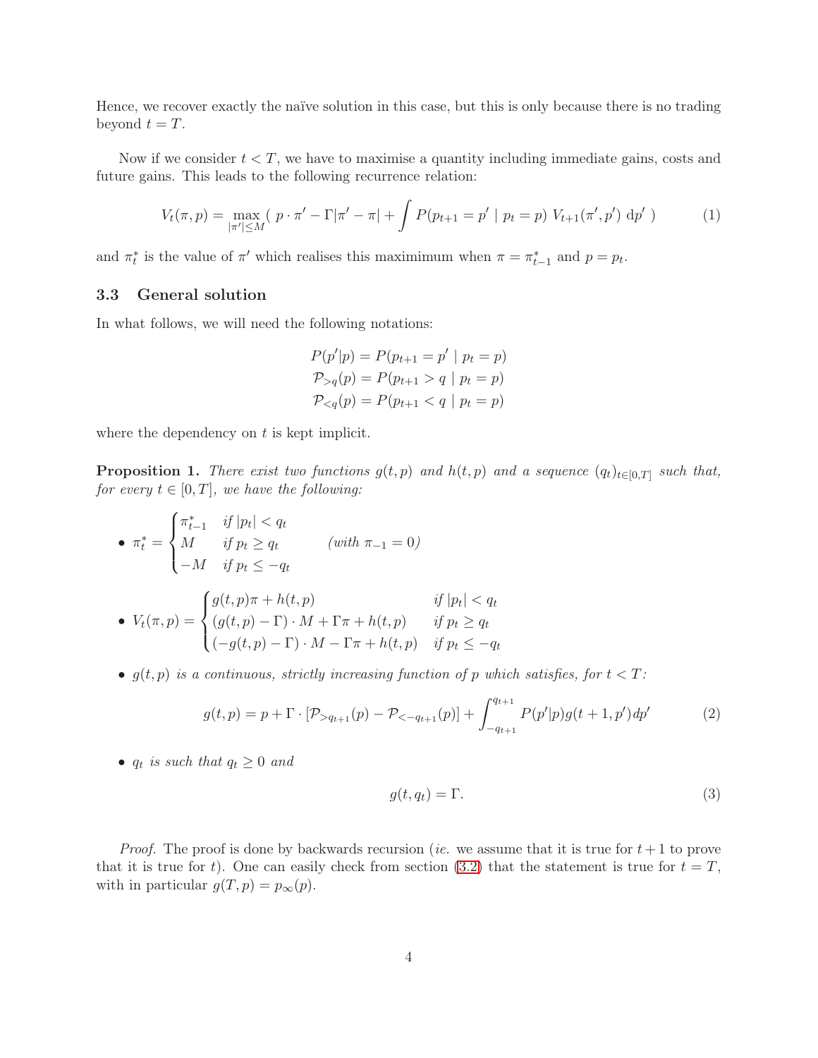Hence, we recover exactly the naïve solution in this case, but this is only because there is no trading beyond $t = T$.

Now if we consider $t < T$, we have to maximise a quantity including immediate gains, costs and future gains. This leads to the following recurrence relation:

$$V_t(\pi, p) = \max_{|\pi'| \leq M} \left( \, p \cdot \pi' - \Gamma|\pi' - \pi| + \int P(p_{t+1} = p' \mid p_t = p) \; V_{t+1}(\pi', p') \; \mathrm{d}p' \, \right) \tag{1}$$

and $\pi_t^*$ is the value of $\pi'$ which realises this maximimum when $\pi = \pi_{t-1}^*$ and $p = p_t$.

### 3.3 General solution

In what follows, we will need the following notations:

$$P(p'|p) = P(p_{t+1} = p' \mid p_t = p)$$
$$\mathcal{P}_{>q}(p) = P(p_{t+1} > q \mid p_t = p)$$
$$\mathcal{P}_{<q}(p) = P(p_{t+1} < q \mid p_t = p)$$

where the dependency on $t$ is kept implicit.

**Proposition 1.** *There exist two functions $g(t,p)$ and $h(t,p)$ and a sequence $(q_t)_{t \in [0,T]}$ such that, for every $t \in [0,T]$, we have the following:*

- $\pi_t^* = \begin{cases} \pi_{t-1}^* & \text{if } |p_t| < q_t \\ M & \text{if } p_t \geq q_t \\ -M & \text{if } p_t \leq -q_t \end{cases}$ *(with $\pi_{-1} = 0$)*

- $V_t(\pi, p) = \begin{cases} g(t,p)\pi + h(t,p) & \text{if } |p_t| < q_t \\ (g(t,p) - \Gamma) \cdot M + \Gamma\pi + h(t,p) & \text{if } p_t \geq q_t \\ (-g(t,p) - \Gamma) \cdot M - \Gamma\pi + h(t,p) & \text{if } p_t \leq -q_t \end{cases}$

- *$g(t,p)$ is a continuous, strictly increasing function of $p$ which satisfies, for $t < T$:*

$$g(t,p) = p + \Gamma \cdot [\mathcal{P}_{>q_{t+1}}(p) - \mathcal{P}_{<-q_{t+1}}(p)] + \int_{-q_{t+1}}^{q_{t+1}} P(p'|p) g(t+1, p') dp' \tag{2}$$

- *$q_t$ is such that $q_t \geq 0$ and*

$$g(t, q_t) = \Gamma. \tag{3}$$

*Proof.* The proof is done by backwards recursion (*ie.* we assume that it is true for $t+1$ to prove that it is true for $t$). One can easily check from section (3.2) that the statement is true for $t = T$, with in particular $g(T, p) = p_\infty(p)$.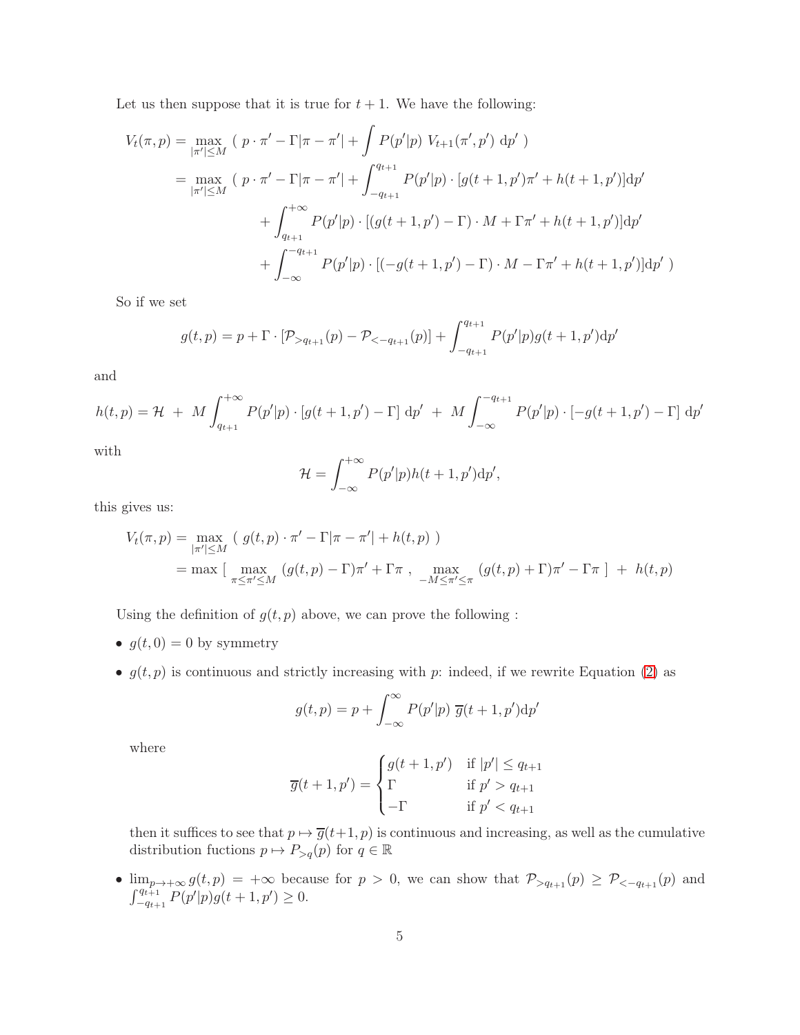Let us then suppose that it is true for $t+1$. We have the following:

$$
\begin{aligned}
V_t(\pi, p) &= \max_{|\pi'| \leq M} \ ( \ p \cdot \pi' - \Gamma|\pi - \pi'| + \int P(p'|p) \ V_{t+1}(\pi', p') \ \mathrm{d}p' \ ) \\
&= \max_{|\pi'| \leq M} \ ( \ p \cdot \pi' - \Gamma|\pi - \pi'| + \int_{-q_{t+1}}^{q_{t+1}} P(p'|p) \cdot [g(t+1, p')\pi' + h(t+1, p')]\mathrm{d}p' \\
&\qquad + \int_{q_{t+1}}^{+\infty} P(p'|p) \cdot [(g(t+1, p') - \Gamma) \cdot M + \Gamma\pi' + h(t+1, p')]\mathrm{d}p' \\
&\qquad + \int_{-\infty}^{-q_{t+1}} P(p'|p) \cdot [(-g(t+1, p') - \Gamma) \cdot M - \Gamma\pi' + h(t+1, p')]\mathrm{d}p' \ )
\end{aligned}
$$

So if we set

$$
g(t, p) = p + \Gamma \cdot [\mathcal{P}_{>q_{t+1}}(p) - \mathcal{P}_{<-q_{t+1}}(p)] + \int_{-q_{t+1}}^{q_{t+1}} P(p'|p) g(t+1, p')\mathrm{d}p'
$$

and

$$
h(t, p) = \mathcal{H} \ + \ M \int_{q_{t+1}}^{+\infty} P(p'|p) \cdot [g(t+1, p') - \Gamma] \ \mathrm{d}p' \ + \ M \int_{-\infty}^{-q_{t+1}} P(p'|p) \cdot [-g(t+1, p') - \Gamma] \ \mathrm{d}p'
$$

with

$$
\mathcal{H} = \int_{-\infty}^{+\infty} P(p'|p) h(t+1, p')\mathrm{d}p',
$$

this gives us:

$$
\begin{aligned}
V_t(\pi, p) &= \max_{|\pi'| \leq M} \ ( \ g(t, p) \cdot \pi' - \Gamma|\pi - \pi'| + h(t, p) \ ) \\
&= \max \ [ \ \max_{\pi \leq \pi' \leq M} \ (g(t, p) - \Gamma)\pi' + \Gamma\pi \ , \ \max_{-M \leq \pi' \leq \pi} \ (g(t, p) + \Gamma)\pi' - \Gamma\pi \ ] \ + \ h(t, p)
\end{aligned}
$$

Using the definition of $g(t, p)$ above, we can prove the following :

- $g(t, 0) = 0$ by symmetry
- $g(t, p)$ is continuous and strictly increasing with $p$: indeed, if we rewrite Equation (2) as

  $$
  g(t, p) = p + \int_{-\infty}^{\infty} P(p'|p) \ \overline{g}(t+1, p')\mathrm{d}p'
  $$

  where

  $$
  \overline{g}(t+1, p') = \begin{cases} g(t+1, p') & \text{if } |p'| \leq q_{t+1} \\ \Gamma & \text{if } p' > q_{t+1} \\ -\Gamma & \text{if } p' < q_{t+1} \end{cases}
  $$

  then it suffices to see that $p \mapsto \overline{g}(t+1, p)$ is continuous and increasing, as well as the cumulative distribution fuctions $p \mapsto P_{>q}(p)$ for $q \in \mathbb{R}$

- $\lim_{p \to +\infty} g(t, p) = +\infty$ because for $p > 0$, we can show that $\mathcal{P}_{>q_{t+1}}(p) \geq \mathcal{P}_{<-q_{t+1}}(p)$ and $\int_{-q_{t+1}}^{q_{t+1}} P(p'|p) g(t+1, p') \geq 0$.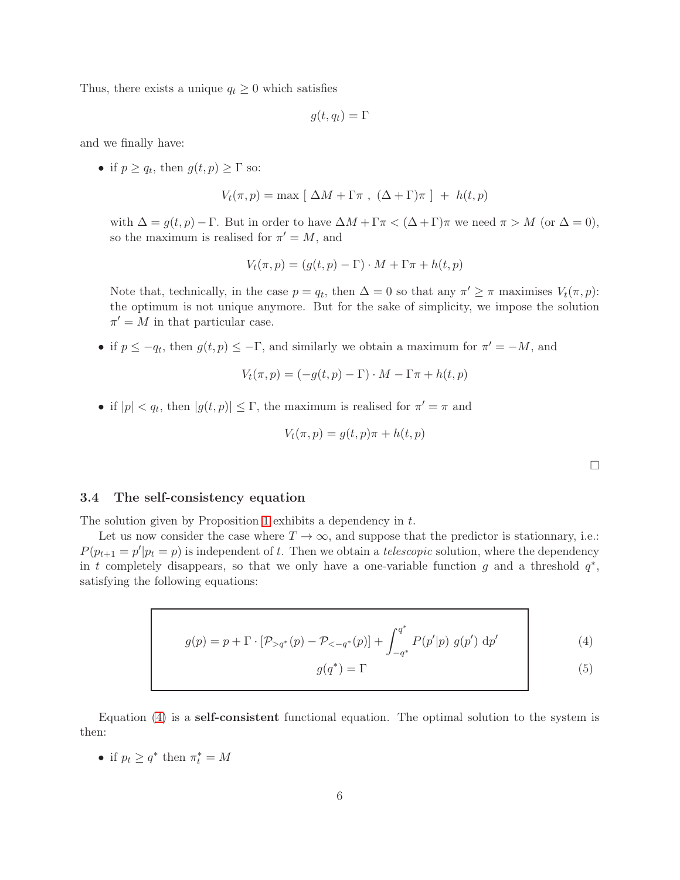Thus, there exists a unique $q_t \geq 0$ which satisfies

$$g(t, q_t) = \Gamma$$

and we finally have:

- if $p \geq q_t$, then $g(t,p) \geq \Gamma$ so:

$$V_t(\pi, p) = \max \left[\ \Delta M + \Gamma\pi\ ,\ (\Delta + \Gamma)\pi\ \right]\ +\ h(t,p)$$

  with $\Delta = g(t,p) - \Gamma$. But in order to have $\Delta M + \Gamma\pi < (\Delta + \Gamma)\pi$ we need $\pi > M$ (or $\Delta = 0$), so the maximum is realised for $\pi' = M$, and

$$V_t(\pi, p) = (g(t,p) - \Gamma) \cdot M + \Gamma\pi + h(t,p)$$

  Note that, technically, in the case $p = q_t$, then $\Delta = 0$ so that any $\pi' \geq \pi$ maximises $V_t(\pi, p)$: the optimum is not unique anymore. But for the sake of simplicity, we impose the solution $\pi' = M$ in that particular case.

- if $p \leq -q_t$, then $g(t,p) \leq -\Gamma$, and similarly we obtain a maximum for $\pi' = -M$, and

$$V_t(\pi, p) = (-g(t,p) - \Gamma) \cdot M - \Gamma\pi + h(t,p)$$

- if $|p| < q_t$, then $|g(t,p)| \leq \Gamma$, the maximum is realised for $\pi' = \pi$ and

$$V_t(\pi, p) = g(t,p)\pi + h(t,p)$$

□

### 3.4 The self-consistency equation

The solution given by Proposition 1 exhibits a dependency in $t$.

Let us now consider the case where $T \to \infty$, and suppose that the predictor is stationnary, i.e.: $P(p_{t+1} = p' | p_t = p)$ is independent of $t$. Then we obtain a *telescopic* solution, where the dependency in $t$ completely disappears, so that we only have a one-variable function $g$ and a threshold $q^*$, satisfying the following equations:

$$g(p) = p + \Gamma \cdot [\mathcal{P}_{>q^*}(p) - \mathcal{P}_{<-q^*}(p)] + \int_{-q^*}^{q^*} P(p'|p)\ g(p')\ \mathrm{d}p' \tag{4}$$

$$g(q^*) = \Gamma \tag{5}$$

Equation (4) is a **self-consistent** functional equation. The optimal solution to the system is then:

- if $p_t \geq q^*$ then $\pi_t^* = M$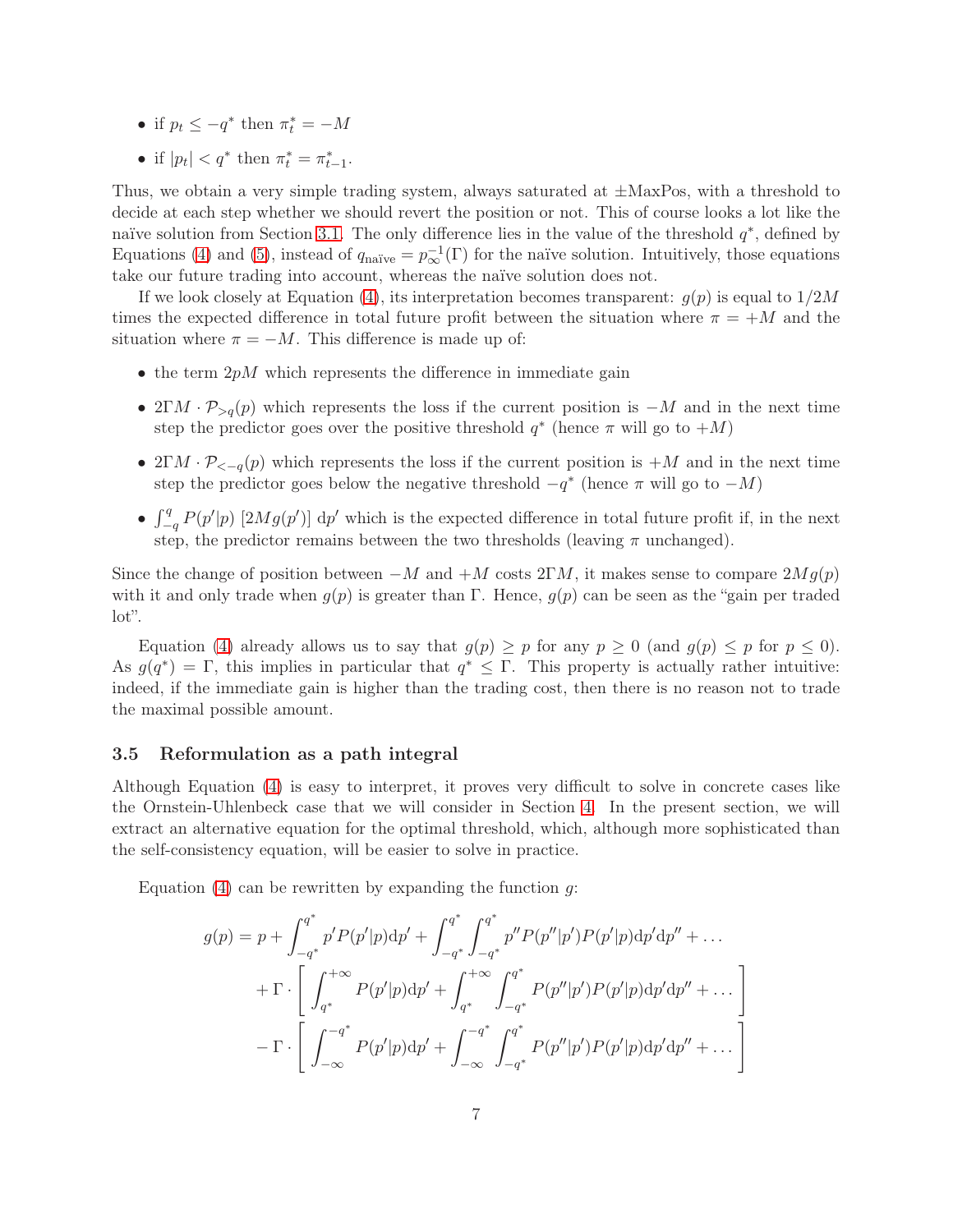- if $p_t \leq -q^*$ then $\pi_t^* = -M$
- if $|p_t| < q^*$ then $\pi_t^* = \pi_{t-1}^*$.

Thus, we obtain a very simple trading system, always saturated at ±MaxPos, with a threshold to decide at each step whether we should revert the position or not. This of course looks a lot like the naïve solution from Section 3.1. The only difference lies in the value of the threshold $q^*$, defined by Equations (4) and (5), instead of $q_{\text{naïve}} = p_\infty^{-1}(\Gamma)$ for the naïve solution. Intuitively, those equations take our future trading into account, whereas the naïve solution does not.

If we look closely at Equation (4), its interpretation becomes transparent: $g(p)$ is equal to $1/2M$ times the expected difference in total future profit between the situation where $\pi = +M$ and the situation where $\pi = -M$. This difference is made up of:

- the term $2pM$ which represents the difference in immediate gain
- $2\Gamma M \cdot \mathcal{P}_{>q}(p)$ which represents the loss if the current position is $-M$ and in the next time step the predictor goes over the positive threshold $q^*$ (hence $\pi$ will go to $+M$)
- $2\Gamma M \cdot \mathcal{P}_{<-q}(p)$ which represents the loss if the current position is $+M$ and in the next time step the predictor goes below the negative threshold $-q^*$ (hence $\pi$ will go to $-M$)
- $\int_{-q}^{q} P(p'|p) \, [2Mg(p')] \, \mathrm{d}p'$ which is the expected difference in total future profit if, in the next step, the predictor remains between the two thresholds (leaving $\pi$ unchanged).

Since the change of position between $-M$ and $+M$ costs $2\Gamma M$, it makes sense to compare $2Mg(p)$ with it and only trade when $g(p)$ is greater than $\Gamma$. Hence, $g(p)$ can be seen as the "gain per traded lot".

Equation (4) already allows us to say that $g(p) \geq p$ for any $p \geq 0$ (and $g(p) \leq p$ for $p \leq 0$). As $g(q^*) = \Gamma$, this implies in particular that $q^* \leq \Gamma$. This property is actually rather intuitive: indeed, if the immediate gain is higher than the trading cost, then there is no reason not to trade the maximal possible amount.

### 3.5 Reformulation as a path integral

Although Equation (4) is easy to interpret, it proves very difficult to solve in concrete cases like the Ornstein-Uhlenbeck case that we will consider in Section 4. In the present section, we will extract an alternative equation for the optimal threshold, which, although more sophisticated than the self-consistency equation, will be easier to solve in practice.

Equation (4) can be rewritten by expanding the function $g$:

$$
\begin{aligned}
g(p) = p &+ \int_{-q^*}^{q^*} p' P(p'|p) \mathrm{d}p' + \int_{-q^*}^{q^*} \int_{-q^*}^{q^*} p'' P(p''|p') P(p'|p) \mathrm{d}p' \mathrm{d}p'' + \dots \\
&+ \Gamma \cdot \left[ \int_{q^*}^{+\infty} P(p'|p) \mathrm{d}p' + \int_{q^*}^{+\infty} \int_{-q^*}^{q^*} P(p''|p') P(p'|p) \mathrm{d}p' \mathrm{d}p'' + \dots \right] \\
&- \Gamma \cdot \left[ \int_{-\infty}^{-q^*} P(p'|p) \mathrm{d}p' + \int_{-\infty}^{-q^*} \int_{-q^*}^{q^*} P(p''|p') P(p'|p) \mathrm{d}p' \mathrm{d}p'' + \dots \right]
\end{aligned}
$$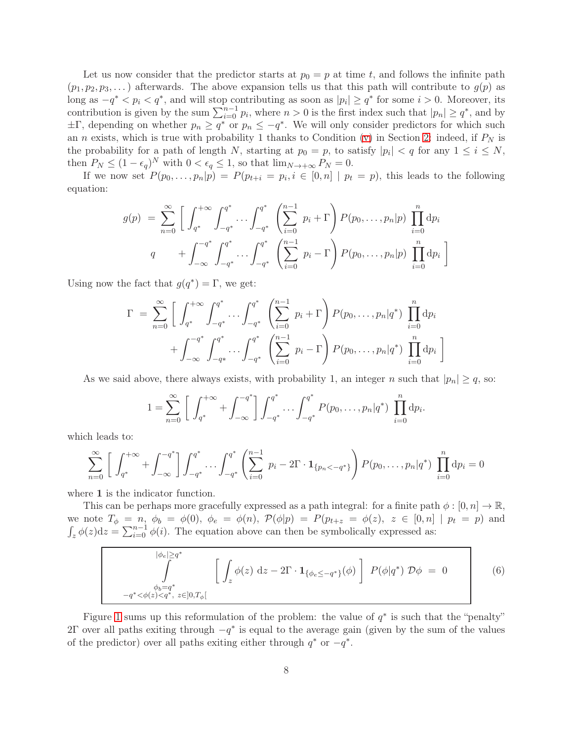Let us now consider that the predictor starts at $p_0 = p$ at time $t$, and follows the infinite path $(p_1, p_2, p_3, \dots)$ afterwards. The above expansion tells us that this path will contribute to $g(p)$ as long as $-q^* < p_i < q^*$, and will stop contributing as soon as $|p_i| \geq q^*$ for some $i > 0$. Moreover, its contribution is given by the sum $\sum_{i=0}^{n-1} p_i$, where $n > 0$ is the first index such that $|p_n| \geq q^*$, and by $\pm\Gamma$, depending on whether $p_n \geq q^*$ or $p_n \leq -q^*$. We will only consider predictors for which such an $n$ exists, which is true with probability 1 thanks to Condition (v) in Section 2: indeed, if $P_N$ is the probability for a path of length $N$, starting at $p_0 = p$, to satisfy $|p_i| < q$ for any $1 \leq i \leq N$, then $P_N \leq (1 - \epsilon_q)^N$ with $0 < \epsilon_q \leq 1$, so that $\lim_{N\to+\infty} P_N = 0$.

If we now set $P(p_0, \dots, p_n | p) = P(p_{t+i} = p_i, i \in [0, n] \mid p_t = p)$, this leads to the following equation:

$$
\begin{aligned}
g(p) \;=\; \sum_{n=0}^{\infty} \Bigg[ &\int_{q^*}^{+\infty} \int_{-q^*}^{q^*} \cdots \int_{-q^*}^{q^*} \left( \sum_{i=0}^{n-1} p_i + \Gamma \right) P(p_0, \dots, p_n | p) \prod_{i=0}^{n} \mathrm{d}p_i \\
q \quad + &\int_{-\infty}^{-q^*} \int_{-q^*}^{q^*} \cdots \int_{-q^*}^{q^*} \left( \sum_{i=0}^{n-1} p_i - \Gamma \right) P(p_0, \dots, p_n | p) \prod_{i=0}^{n} \mathrm{d}p_i \Bigg]
\end{aligned}
$$

Using now the fact that $g(q^*) = \Gamma$, we get:

$$
\begin{aligned}
\Gamma \;=\; \sum_{n=0}^{\infty} \Bigg[ &\int_{q^*}^{+\infty} \int_{-q^*}^{q^*} \cdots \int_{-q^*}^{q^*} \left( \sum_{i=0}^{n-1} p_i + \Gamma \right) P(p_0, \dots, p_n | q^*) \prod_{i=0}^{n} \mathrm{d}p_i \\
+ &\int_{-\infty}^{-q^*} \int_{-q^*}^{q^*} \cdots \int_{-q^*}^{q^*} \left( \sum_{i=0}^{n-1} p_i - \Gamma \right) P(p_0, \dots, p_n | q^*) \prod_{i=0}^{n} \mathrm{d}p_i \Bigg]
\end{aligned}
$$

As we said above, there always exists, with probability 1, an integer $n$ such that $|p_n| \geq q$, so:

$$
1 = \sum_{n=0}^{\infty} \left[ \int_{q^*}^{+\infty} + \int_{-\infty}^{-q^*} \right] \int_{-q^*}^{q^*} \cdots \int_{-q^*}^{q^*} P(p_0, \dots, p_n | q^*) \prod_{i=0}^{n} \mathrm{d}p_i.
$$

which leads to:

$$
\sum_{n=0}^{\infty} \left[ \int_{q^*}^{+\infty} + \int_{-\infty}^{-q^*} \right] \int_{-q^*}^{q^*} \cdots \int_{-q^*}^{q^*} \left( \sum_{i=0}^{n-1} p_i - 2\Gamma \cdot \mathbf{1}_{\{p_n < -q^*\}} \right) P(p_0, \dots, p_n | q^*) \prod_{i=0}^{n} \mathrm{d}p_i = 0
$$

where $\mathbf{1}$ is the indicator function.

This can be perhaps more gracefully expressed as a path integral: for a finite path $\phi : [0, n] \to \mathbb{R}$, we note $T_\phi = n$, $\phi_b = \phi(0)$, $\phi_e = \phi(n)$, $\mathcal{P}(\phi | p) = P(p_{t+z} = \phi(z),\ z \in [0, n] \mid p_t = p)$ and $\int_z \phi(z) \mathrm{d}z = \sum_{i=0}^{n-1} \phi(i)$. The equation above can then be symbolically expressed as:

$$
\int_{\substack{\phi_b = q^* \\ -q^* < \phi(z) < q^*,\ z \in ]0, T_\phi[}}^{|\phi_e| \geq q^*} \left[ \int_z \phi(z)\ \mathrm{d}z - 2\Gamma \cdot \mathbf{1}_{\{\phi_e \leq -q^*\}}(\phi) \right]\ P(\phi | q^*)\ \mathcal{D}\phi \;=\; 0 \tag{6}
$$

Figure 1 sums up this reformulation of the problem: the value of $q^*$ is such that the "penalty" $2\Gamma$ over all paths exiting through $-q^*$ is equal to the average gain (given by the sum of the values of the predictor) over all paths exiting either through $q^*$ or $-q^*$.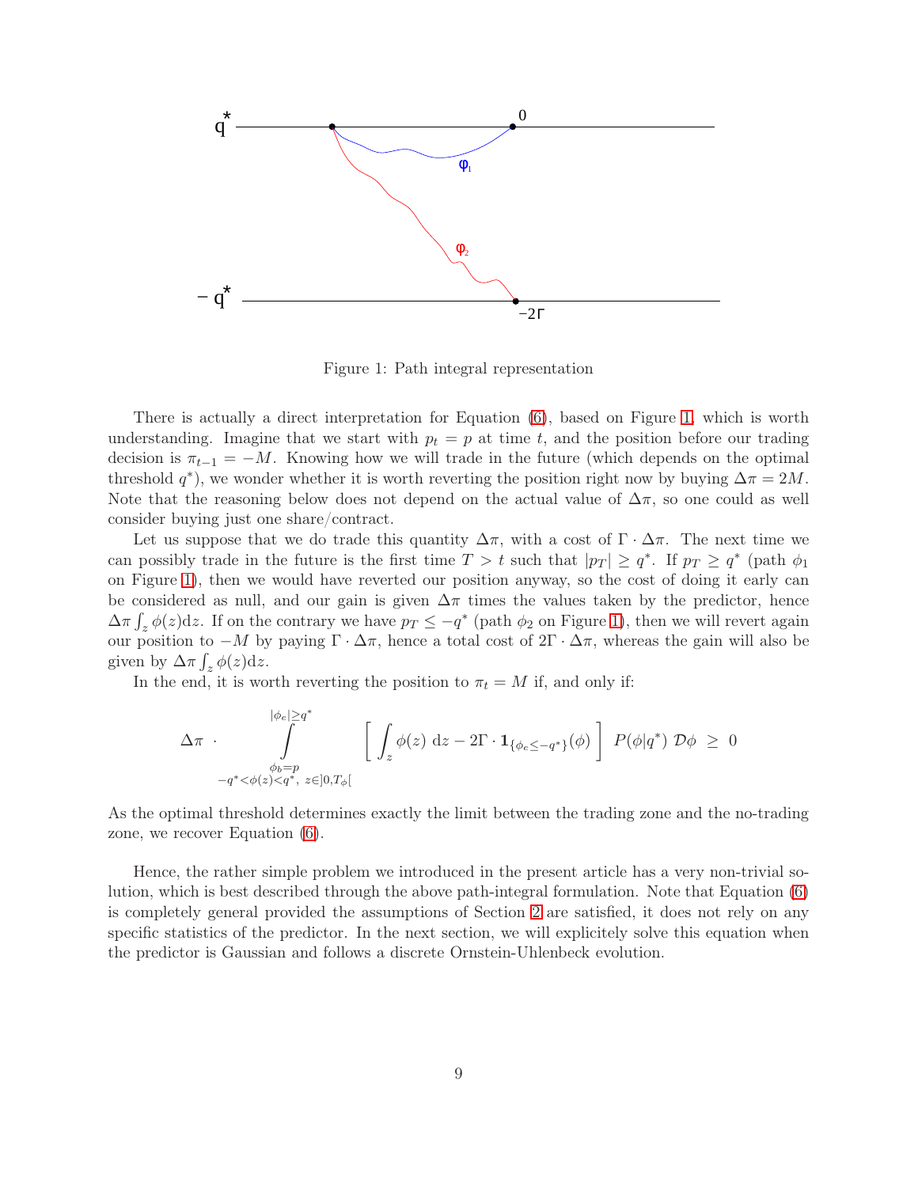Figure 1: Path integral representation

There is actually a direct interpretation for Equation (6), based on Figure 1, which is worth understanding. Imagine that we start with $p_t = p$ at time $t$, and the position before our trading decision is $\pi_{t-1} = -M$. Knowing how we will trade in the future (which depends on the optimal threshold $q^*$), we wonder whether it is worth reverting the position right now by buying $\Delta\pi = 2M$. Note that the reasoning below does not depend on the actual value of $\Delta\pi$, so one could as well consider buying just one share/contract.

Let us suppose that we do trade this quantity $\Delta\pi$, with a cost of $\Gamma \cdot \Delta\pi$. The next time we can possibly trade in the future is the first time $T > t$ such that $|p_T| \geq q^*$. If $p_T \geq q^*$ (path $\phi_1$ on Figure 1), then we would have reverted our position anyway, so the cost of doing it early can be considered as null, and our gain is given $\Delta\pi$ times the values taken by the predictor, hence $\Delta\pi \int_z \phi(z)\mathrm{d}z$. If on the contrary we have $p_T \leq -q^*$ (path $\phi_2$ on Figure 1), then we will revert again our position to $-M$ by paying $\Gamma \cdot \Delta\pi$, hence a total cost of $2\Gamma \cdot \Delta\pi$, whereas the gain will also be given by $\Delta\pi \int_z \phi(z)\mathrm{d}z$.

In the end, it is worth reverting the position to $\pi_t = M$ if, and only if:

$$\Delta\pi \cdot \int_{\substack{\phi_b = p \\ -q^* < \phi(z) < q^*,\ z \in ]0, T_\phi[}}^{|\phi_e| \geq q^*} \left[ \int_z \phi(z)\ \mathrm{d}z - 2\Gamma \cdot \mathbf{1}_{\{\phi_e \leq -q^*\}}(\phi) \right] P(\phi | q^*)\ \mathcal{D}\phi \ \geq \ 0$$

As the optimal threshold determines exactly the limit between the trading zone and the no-trading zone, we recover Equation (6).

Hence, the rather simple problem we introduced in the present article has a very non-trivial solution, which is best described through the above path-integral formulation. Note that Equation (6) is completely general provided the assumptions of Section 2 are satisfied, it does not rely on any specific statistics of the predictor. In the next section, we will explicitely solve this equation when the predictor is Gaussian and follows a discrete Ornstein-Uhlenbeck evolution.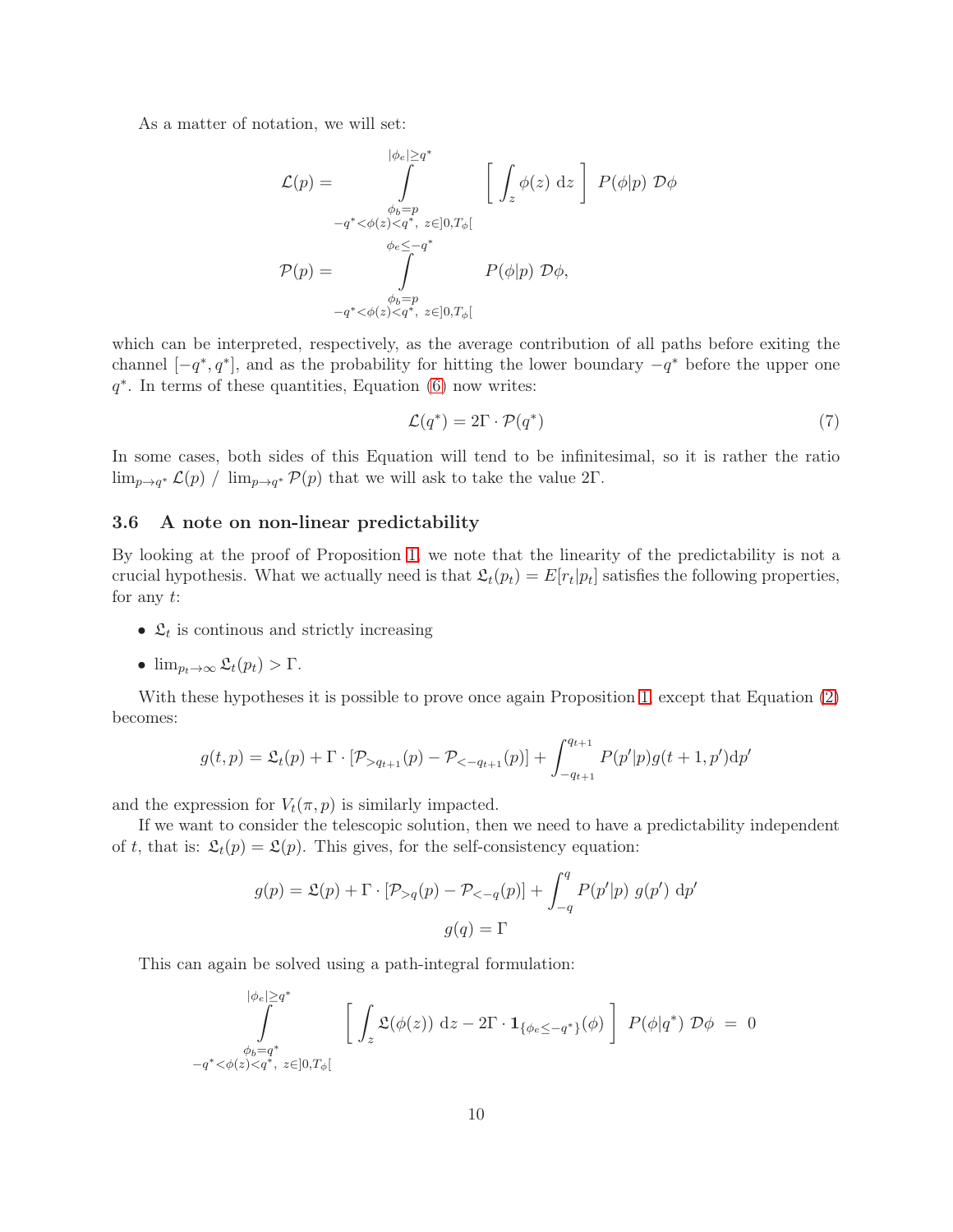As a matter of notation, we will set:

$$
\mathcal{L}(p) = \int_{\substack{\phi_b = p \\ -q^* < \phi(z) < q^*,\ z \in ]0, T_\phi[}}^{|\phi_e| \geq q^*} \left[ \int_z \phi(z)\ \mathrm{d}z \right] \ P(\phi|p)\ \mathcal{D}\phi
$$

$$
\mathcal{P}(p) = \int_{\substack{\phi_b = p \\ -q^* < \phi(z) < q^*,\ z \in ]0, T_\phi[}}^{\phi_e \leq -q^*} P(\phi|p)\ \mathcal{D}\phi,
$$

which can be interpreted, respectively, as the average contribution of all paths before exiting the channel $[-q^*, q^*]$, and as the probability for hitting the lower boundary $-q^*$ before the upper one $q^*$. In terms of these quantities, Equation (6) now writes:

$$
\mathcal{L}(q^*) = 2\Gamma \cdot \mathcal{P}(q^*) \tag{7}
$$

In some cases, both sides of this Equation will tend to be infinitesimal, so it is rather the ratio $\lim_{p \to q^*} \mathcal{L}(p) \ / \ \lim_{p \to q^*} \mathcal{P}(p)$ that we will ask to take the value $2\Gamma$.

### 3.6 A note on non-linear predictability

By looking at the proof of Proposition 1, we note that the linearity of the predictability is not a crucial hypothesis. What we actually need is that $\mathfrak{L}_t(p_t) = E[r_t|p_t]$ satisfies the following properties, for any $t$:

- $\mathfrak{L}_t$ is continous and strictly increasing
- $\lim_{p_t \to \infty} \mathfrak{L}_t(p_t) > \Gamma$.

With these hypotheses it is possible to prove once again Proposition 1, except that Equation (2) becomes:

$$
g(t, p) = \mathfrak{L}_t(p) + \Gamma \cdot [\mathcal{P}_{>q_{t+1}}(p) - \mathcal{P}_{<-q_{t+1}}(p)] + \int_{-q_{t+1}}^{q_{t+1}} P(p'|p) g(t+1, p') \mathrm{d}p'
$$

and the expression for $V_t(\pi, p)$ is similarly impacted.

If we want to consider the telescopic solution, then we need to have a predictability independent of $t$, that is: $\mathfrak{L}_t(p) = \mathfrak{L}(p)$. This gives, for the self-consistency equation:

$$
g(p) = \mathfrak{L}(p) + \Gamma \cdot [\mathcal{P}_{>q}(p) - \mathcal{P}_{<-q}(p)] + \int_{-q}^{q} P(p'|p)\ g(p')\ \mathrm{d}p'
$$

$$
g(q) = \Gamma
$$

This can again be solved using a path-integral formulation:

$$
\int_{\substack{\phi_b = q^* \\ -q^* < \phi(z) < q^*,\ z \in ]0, T_\phi[}}^{|\phi_e| \geq q^*} \left[ \int_z \mathfrak{L}(\phi(z))\ \mathrm{d}z - 2\Gamma \cdot \mathbf{1}_{\{\phi_e \leq -q^*\}}(\phi) \right] \ P(\phi|q^*)\ \mathcal{D}\phi \ = \ 0
$$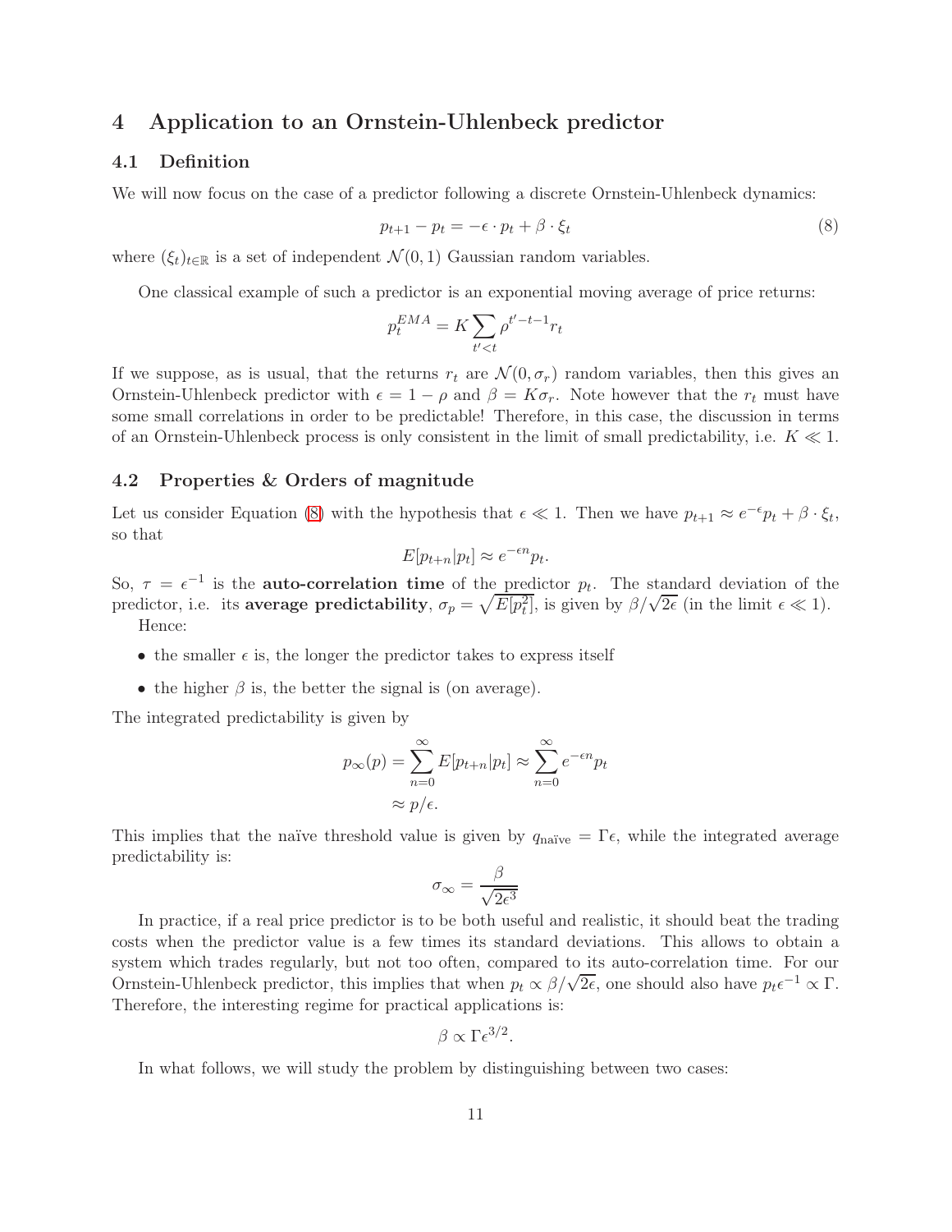# 4 Application to an Ornstein-Uhlenbeck predictor

## 4.1 Definition

We will now focus on the case of a predictor following a discrete Ornstein-Uhlenbeck dynamics:

$$p_{t+1} - p_t = -\epsilon \cdot p_t + \beta \cdot \xi_t \tag{8}$$

where $(\xi_t)_{t\in\mathbb{R}}$ is a set of independent $\mathcal{N}(0,1)$ Gaussian random variables.

One classical example of such a predictor is an exponential moving average of price returns:

$$p_t^{EMA} = K \sum_{t'<t} \rho^{t'-t-1} r_t$$

If we suppose, as is usual, that the returns $r_t$ are $\mathcal{N}(0, \sigma_r)$ random variables, then this gives an Ornstein-Uhlenbeck predictor with $\epsilon = 1 - \rho$ and $\beta = K\sigma_r$. Note however that the $r_t$ must have some small correlations in order to be predictable! Therefore, in this case, the discussion in terms of an Ornstein-Uhlenbeck process is only consistent in the limit of small predictability, i.e. $K \ll 1$.

## 4.2 Properties & Orders of magnitude

Let us consider Equation (8) with the hypothesis that $\epsilon \ll 1$. Then we have $p_{t+1} \approx e^{-\epsilon} p_t + \beta \cdot \xi_t$, so that

$$E[p_{t+n}|p_t] \approx e^{-\epsilon n} p_t.$$

So, $\tau = \epsilon^{-1}$ is the **auto-correlation time** of the predictor $p_t$. The standard deviation of the predictor, i.e. its **average predictability**, $\sigma_p = \sqrt{E[p_t^2]}$, is given by $\beta/\sqrt{2\epsilon}$ (in the limit $\epsilon \ll 1$).

Hence:

- the smaller $\epsilon$ is, the longer the predictor takes to express itself
- the higher $\beta$ is, the better the signal is (on average).

The integrated predictability is given by

$$\begin{aligned} p_\infty(p) = \sum_{n=0}^{\infty} E[p_{t+n}|p_t] &\approx \sum_{n=0}^{\infty} e^{-\epsilon n} p_t \\ &\approx p/\epsilon. \end{aligned}$$

This implies that the naïve threshold value is given by $q_{\text{naïve}} = \Gamma\epsilon$, while the integrated average predictability is:

$$\sigma_\infty = \frac{\beta}{\sqrt{2\epsilon^3}}$$

In practice, if a real price predictor is to be both useful and realistic, it should beat the trading costs when the predictor value is a few times its standard deviations. This allows to obtain a system which trades regularly, but not too often, compared to its auto-correlation time. For our Ornstein-Uhlenbeck predictor, this implies that when $p_t \propto \beta/\sqrt{2\epsilon}$, one should also have $p_t\epsilon^{-1} \propto \Gamma$. Therefore, the interesting regime for practical applications is:

$$\beta \propto \Gamma\epsilon^{3/2}.$$

In what follows, we will study the problem by distinguishing between two cases: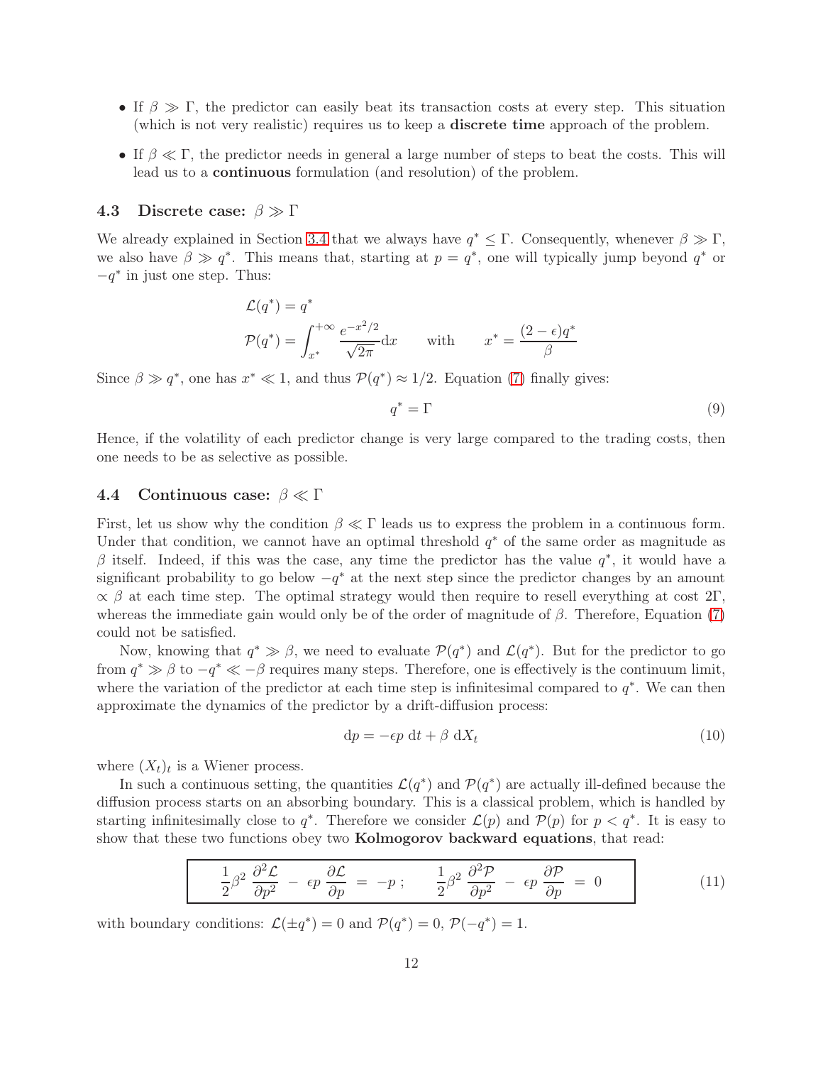- If $\beta \gg \Gamma$, the predictor can easily beat its transaction costs at every step. This situation (which is not very realistic) requires us to keep a **discrete time** approach of the problem.
- If $\beta \ll \Gamma$, the predictor needs in general a large number of steps to beat the costs. This will lead us to a **continuous** formulation (and resolution) of the problem.

### 4.3 Discrete case: $\beta \gg \Gamma$

We already explained in Section 3.4 that we always have $q^* \leq \Gamma$. Consequently, whenever $\beta \gg \Gamma$, we also have $\beta \gg q^*$. This means that, starting at $p = q^*$, one will typically jump beyond $q^*$ or $-q^*$ in just one step. Thus:

$$\mathcal{L}(q^*) = q^*$$

$$\mathcal{P}(q^*) = \int_{x^*}^{+\infty} \frac{e^{-x^2/2}}{\sqrt{2\pi}} \mathrm{d}x \qquad \text{with} \qquad x^* = \frac{(2-\epsilon)q^*}{\beta}$$

Since $\beta \gg q^*$, one has $x^* \ll 1$, and thus $\mathcal{P}(q^*) \approx 1/2$. Equation (7) finally gives:

$$q^* = \Gamma \tag{9}$$

Hence, if the volatility of each predictor change is very large compared to the trading costs, then one needs to be as selective as possible.

### 4.4 Continuous case: $\beta \ll \Gamma$

First, let us show why the condition $\beta \ll \Gamma$ leads us to express the problem in a continuous form. Under that condition, we cannot have an optimal threshold $q^*$ of the same order as magnitude as $\beta$ itself. Indeed, if this was the case, any time the predictor has the value $q^*$, it would have a significant probability to go below $-q^*$ at the next step since the predictor changes by an amount $\propto \beta$ at each time step. The optimal strategy would then require to resell everything at cost $2\Gamma$, whereas the immediate gain would only be of the order of magnitude of $\beta$. Therefore, Equation (7) could not be satisfied.

Now, knowing that $q^* \gg \beta$, we need to evaluate $\mathcal{P}(q^*)$ and $\mathcal{L}(q^*)$. But for the predictor to go from $q^* \gg \beta$ to $-q^* \ll -\beta$ requires many steps. Therefore, one is effectively is the continuum limit, where the variation of the predictor at each time step is infinitesimal compared to $q^*$. We can then approximate the dynamics of the predictor by a drift-diffusion process:

$$\mathrm{d}p = -\epsilon p \; \mathrm{d}t + \beta \; \mathrm{d}X_t \tag{10}$$

where $(X_t)_t$ is a Wiener process.

In such a continuous setting, the quantities $\mathcal{L}(q^*)$ and $\mathcal{P}(q^*)$ are actually ill-defined because the diffusion process starts on an absorbing boundary. This is a classical problem, which is handled by starting infinitesimally close to $q^*$. Therefore we consider $\mathcal{L}(p)$ and $\mathcal{P}(p)$ for $p < q^*$. It is easy to show that these two functions obey two **Kolmogorov backward equations**, that read:

$$\boxed{\frac{1}{2}\beta^2 \, \frac{\partial^2 \mathcal{L}}{\partial p^2} \; - \; \epsilon p \, \frac{\partial \mathcal{L}}{\partial p} \; = \; -p \; ; \qquad \frac{1}{2}\beta^2 \, \frac{\partial^2 \mathcal{P}}{\partial p^2} \; - \; \epsilon p \, \frac{\partial \mathcal{P}}{\partial p} \; = \; 0} \tag{11}$$

with boundary conditions: $\mathcal{L}(\pm q^*) = 0$ and $\mathcal{P}(q^*) = 0$, $\mathcal{P}(-q^*) = 1$.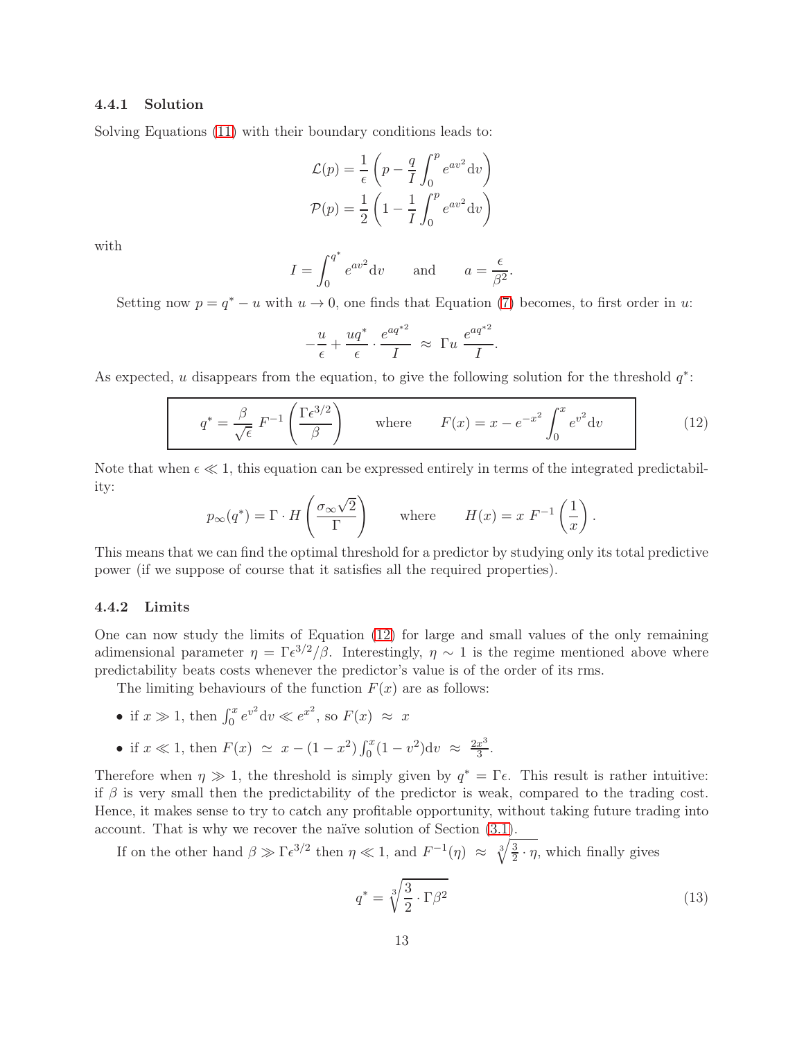#### 4.4.1 Solution

Solving Equations (11) with their boundary conditions leads to:

$$\mathcal{L}(p) = \frac{1}{\epsilon}\left(p - \frac{q}{I}\int_0^p e^{av^2}\mathrm{d}v\right)$$
$$\mathcal{P}(p) = \frac{1}{2}\left(1 - \frac{1}{I}\int_0^p e^{av^2}\mathrm{d}v\right)$$

with

$$I = \int_0^{q^*} e^{av^2}\mathrm{d}v \qquad \text{and} \qquad a = \frac{\epsilon}{\beta^2}.$$

Setting now $p = q^* - u$ with $u \to 0$, one finds that Equation (7) becomes, to first order in $u$:

$$-\frac{u}{\epsilon} + \frac{uq^*}{\epsilon}\cdot\frac{e^{aq^{*2}}}{I} \;\approx\; \Gamma u\,\frac{e^{aq^{*2}}}{I}.$$

As expected, $u$ disappears from the equation, to give the following solution for the threshold $q^*$:

$$q^* = \frac{\beta}{\sqrt{\epsilon}}\,F^{-1}\left(\frac{\Gamma\epsilon^{3/2}}{\beta}\right) \qquad \text{where} \qquad F(x) = x - e^{-x^2}\int_0^x e^{v^2}\mathrm{d}v \tag{12}$$

Note that when $\epsilon \ll 1$, this equation can be expressed entirely in terms of the integrated predictability:

$$p_\infty(q^*) = \Gamma\cdot H\left(\frac{\sigma_\infty\sqrt{2}}{\Gamma}\right) \qquad \text{where} \qquad H(x) = x\;F^{-1}\left(\frac{1}{x}\right).$$

This means that we can find the optimal threshold for a predictor by studying only its total predictive power (if we suppose of course that it satisfies all the required properties).

#### 4.4.2 Limits

One can now study the limits of Equation (12) for large and small values of the only remaining adimensional parameter $\eta = \Gamma\epsilon^{3/2}/\beta$. Interestingly, $\eta \sim 1$ is the regime mentioned above where predictability beats costs whenever the predictor's value is of the order of its rms.

The limiting behaviours of the function $F(x)$ are as follows:

- if $x \gg 1$, then $\int_0^x e^{v^2}\mathrm{d}v \ll e^{x^2}$, so $F(x) \;\approx\; x$
- if $x \ll 1$, then $F(x) \;\simeq\; x - (1-x^2)\int_0^x(1-v^2)\mathrm{d}v \;\approx\; \frac{2x^3}{3}$.

Therefore when $\eta \gg 1$, the threshold is simply given by $q^* = \Gamma\epsilon$. This result is rather intuitive: if $\beta$ is very small then the predictability of the predictor is weak, compared to the trading cost. Hence, it makes sense to try to catch any profitable opportunity, without taking future trading into account. That is why we recover the naïve solution of Section (3.1).

If on the other hand $\beta \gg \Gamma\epsilon^{3/2}$ then $\eta \ll 1$, and $F^{-1}(\eta) \;\approx\; \sqrt[3]{\frac{3}{2}\cdot\eta}$, which finally gives

$$q^* = \sqrt[3]{\frac{3}{2}\cdot\Gamma\beta^2} \tag{13}$$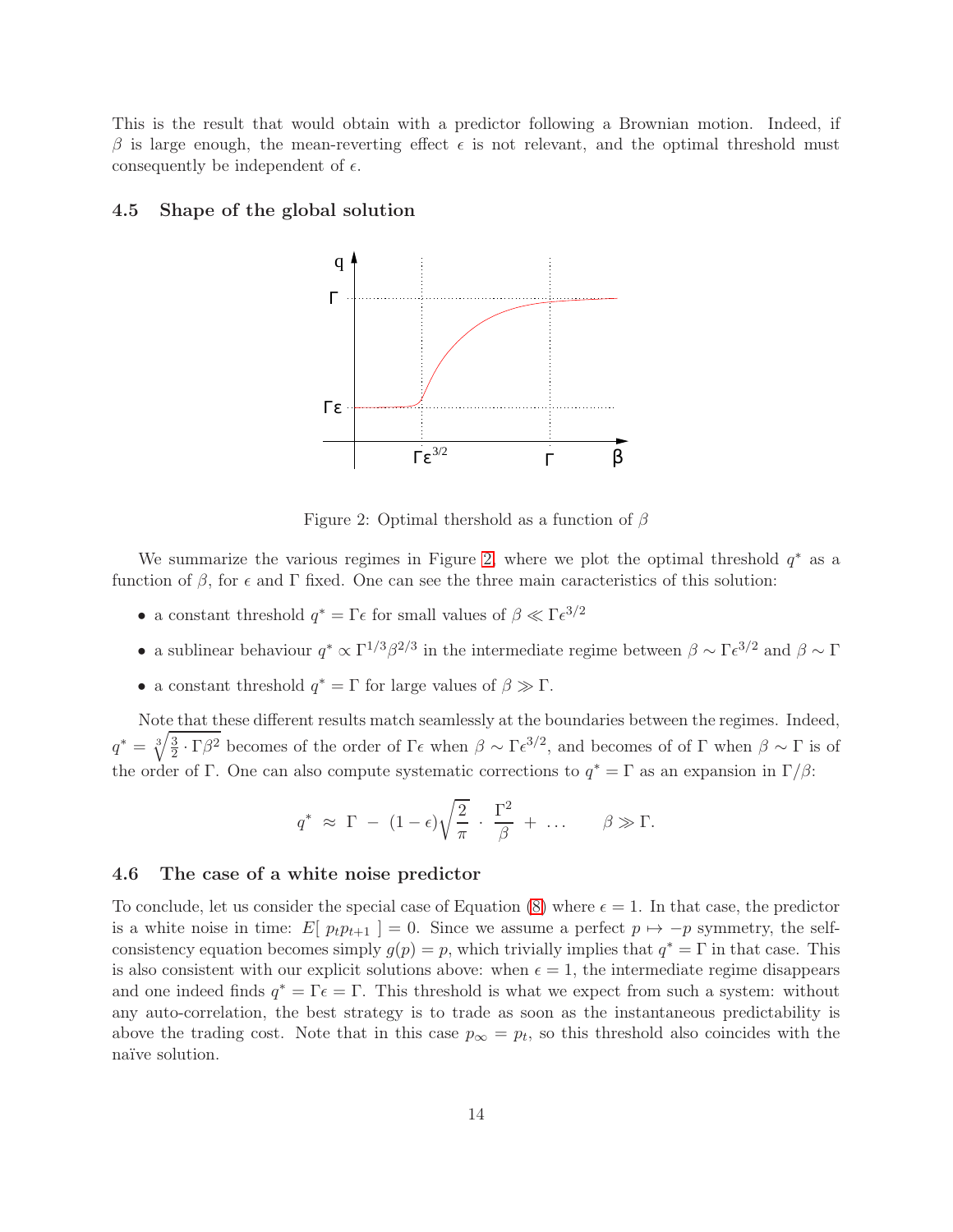This is the result that would obtain with a predictor following a Brownian motion. Indeed, if $\beta$ is large enough, the mean-reverting effect $\epsilon$ is not relevant, and the optimal threshold must consequently be independent of $\epsilon$.

### 4.5 Shape of the global solution

Figure 2: Optimal thershold as a function of $\beta$

We summarize the various regimes in Figure 2, where we plot the optimal threshold $q^*$ as a function of $\beta$, for $\epsilon$ and $\Gamma$ fixed. One can see the three main caracteristics of this solution:

- a constant threshold $q^* = \Gamma\epsilon$ for small values of $\beta \ll \Gamma\epsilon^{3/2}$
- a sublinear behaviour $q^* \propto \Gamma^{1/3}\beta^{2/3}$ in the intermediate regime between $\beta \sim \Gamma\epsilon^{3/2}$ and $\beta \sim \Gamma$
- a constant threshold $q^* = \Gamma$ for large values of $\beta \gg \Gamma$.

Note that these different results match seamlessly at the boundaries between the regimes. Indeed, $q^* = \sqrt[3]{\frac{3}{2} \cdot \Gamma\beta^2}$ becomes of the order of $\Gamma\epsilon$ when $\beta \sim \Gamma\epsilon^{3/2}$, and becomes of of $\Gamma$ when $\beta \sim \Gamma$ is of the order of $\Gamma$. One can also compute systematic corrections to $q^* = \Gamma$ as an expansion in $\Gamma/\beta$:

$$q^* \approx \Gamma - (1-\epsilon)\sqrt{\frac{2}{\pi}} \cdot \frac{\Gamma^2}{\beta} + \ldots \qquad \beta \gg \Gamma.$$

### 4.6 The case of a white noise predictor

To conclude, let us consider the special case of Equation (8) where $\epsilon = 1$. In that case, the predictor is a white noise in time: $E[\, p_t p_{t+1} \,] = 0$. Since we assume a perfect $p \mapsto -p$ symmetry, the self-consistency equation becomes simply $g(p) = p$, which trivially implies that $q^* = \Gamma$ in that case. This is also consistent with our explicit solutions above: when $\epsilon = 1$, the intermediate regime disappears and one indeed finds $q^* = \Gamma\epsilon = \Gamma$. This threshold is what we expect from such a system: without any auto-correlation, the best strategy is to trade as soon as the instantaneous predictability is above the trading cost. Note that in this case $p_\infty = p_t$, so this threshold also coincides with the naïve solution.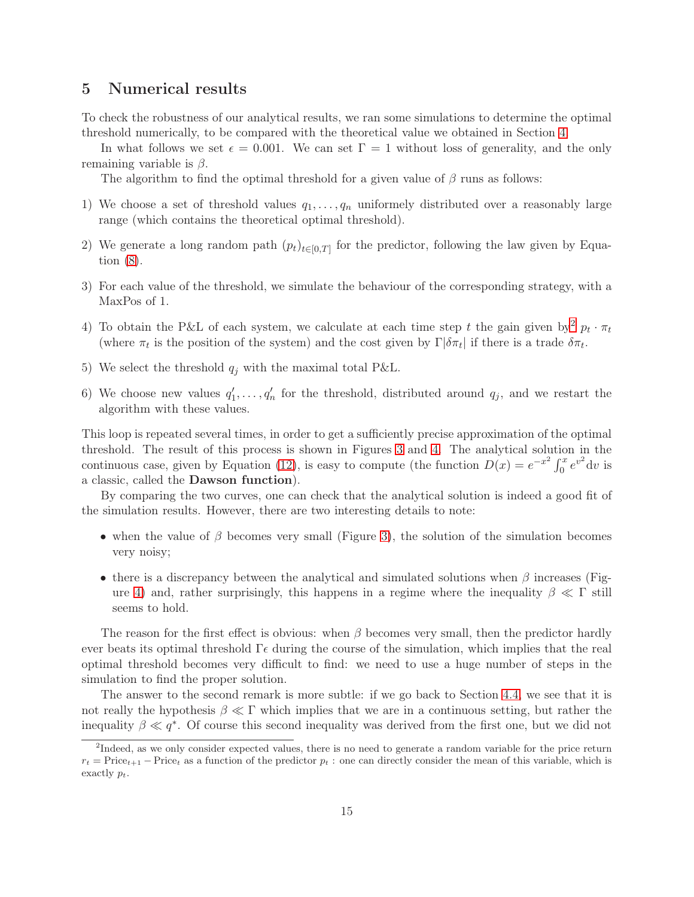## 5 Numerical results

To check the robustness of our analytical results, we ran some simulations to determine the optimal threshold numerically, to be compared with the theoretical value we obtained in Section 4.

In what follows we set $\epsilon = 0.001$. We can set $\Gamma = 1$ without loss of generality, and the only remaining variable is $\beta$.

The algorithm to find the optimal threshold for a given value of $\beta$ runs as follows:

1) We choose a set of threshold values $q_1, \ldots, q_n$ uniformely distributed over a reasonably large range (which contains the theoretical optimal threshold).

2) We generate a long random path $(p_t)_{t \in [0,T]}$ for the predictor, following the law given by Equation (8).

3) For each value of the threshold, we simulate the behaviour of the corresponding strategy, with a MaxPos of 1.

4) To obtain the P&L of each system, we calculate at each time step $t$ the gain given by[2] $p_t \cdot \pi_t$ (where $\pi_t$ is the position of the system) and the cost given by $\Gamma|\delta\pi_t|$ if there is a trade $\delta\pi_t$.

5) We select the threshold $q_j$ with the maximal total P&L.

6) We choose new values $q'_1, \ldots, q'_n$ for the threshold, distributed around $q_j$, and we restart the algorithm with these values.

This loop is repeated several times, in order to get a sufficiently precise approximation of the optimal threshold. The result of this process is shown in Figures 3 and 4. The analytical solution in the continuous case, given by Equation (12), is easy to compute (the function $D(x) = e^{-x^2} \int_0^x e^{v^2} \mathrm{d}v$ is a classic, called the **Dawson function**).

By comparing the two curves, one can check that the analytical solution is indeed a good fit of the simulation results. However, there are two interesting details to note:

- when the value of $\beta$ becomes very small (Figure 3), the solution of the simulation becomes very noisy;
- there is a discrepancy between the analytical and simulated solutions when $\beta$ increases (Figure 4) and, rather surprisingly, this happens in a regime where the inequality $\beta \ll \Gamma$ still seems to hold.

The reason for the first effect is obvious: when $\beta$ becomes very small, then the predictor hardly ever beats its optimal threshold $\Gamma\epsilon$ during the course of the simulation, which implies that the real optimal threshold becomes very difficult to find: we need to use a huge number of steps in the simulation to find the proper solution.

The answer to the second remark is more subtle: if we go back to Section 4.4, we see that it is not really the hypothesis $\beta \ll \Gamma$ which implies that we are in a continuous setting, but rather the inequality $\beta \ll q^*$. Of course this second inequality was derived from the first one, but we did not

[2] Indeed, as we only consider expected values, there is no need to generate a random variable for the price return $r_t = \text{Price}_{t+1} - \text{Price}_t$ as a function of the predictor $p_t$ : one can directly consider the mean of this variable, which is exactly $p_t$.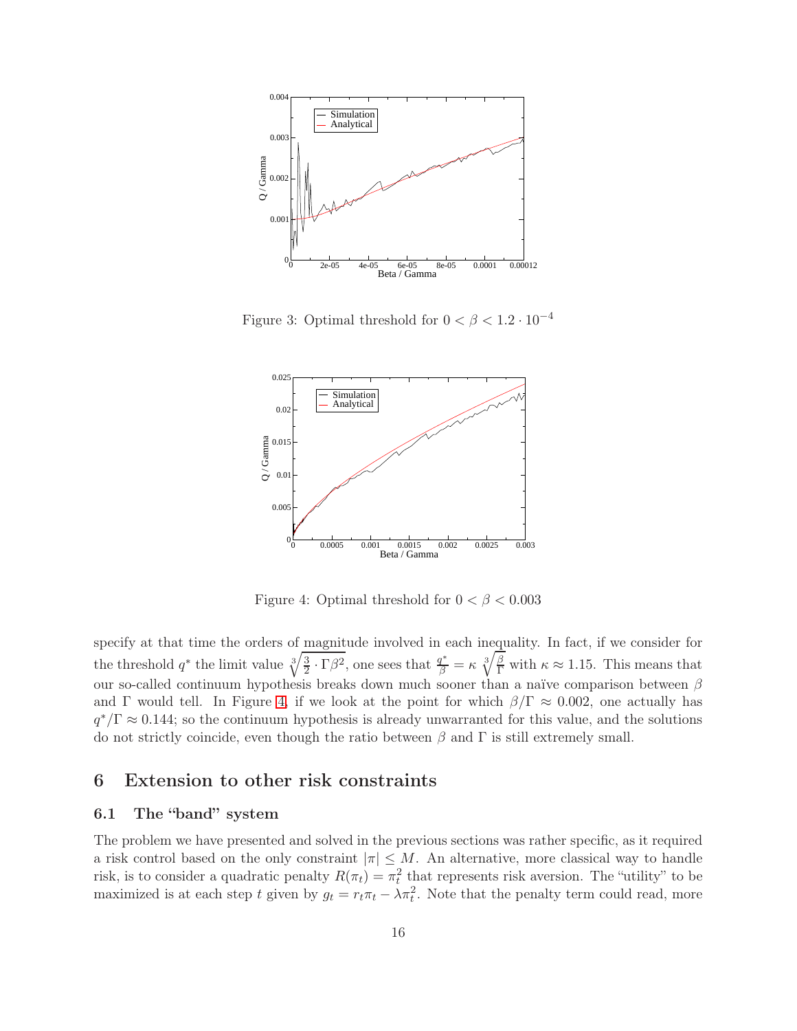Figure 3: Optimal threshold for $0 < \beta < 1.2 \cdot 10^{-4}$

Figure 4: Optimal threshold for $0 < \beta < 0.003$

specify at that time the orders of magnitude involved in each inequality. In fact, if we consider for the threshold $q^*$ the limit value $\sqrt[3]{\frac{3}{2} \cdot \Gamma\beta^2}$, one sees that $\frac{q^*}{\beta} = \kappa \sqrt[3]{\frac{\beta}{\Gamma}}$ with $\kappa \approx 1.15$. This means that our so-called continuum hypothesis breaks down much sooner than a naïve comparison between $\beta$ and $\Gamma$ would tell. In Figure 4, if we look at the point for which $\beta/\Gamma \approx 0.002$, one actually has $q^*/\Gamma \approx 0.144$; so the continuum hypothesis is already unwarranted for this value, and the solutions do not strictly coincide, even though the ratio between $\beta$ and $\Gamma$ is still extremely small.

# 6 Extension to other risk constraints

## 6.1 The "band" system

The problem we have presented and solved in the previous sections was rather specific, as it required a risk control based on the only constraint $|\pi| \leq M$. An alternative, more classical way to handle risk, is to consider a quadratic penalty $R(\pi_t) = \pi_t^2$ that represents risk aversion. The "utility" to be maximized is at each step $t$ given by $g_t = r_t\pi_t - \lambda\pi_t^2$. Note that the penalty term could read, more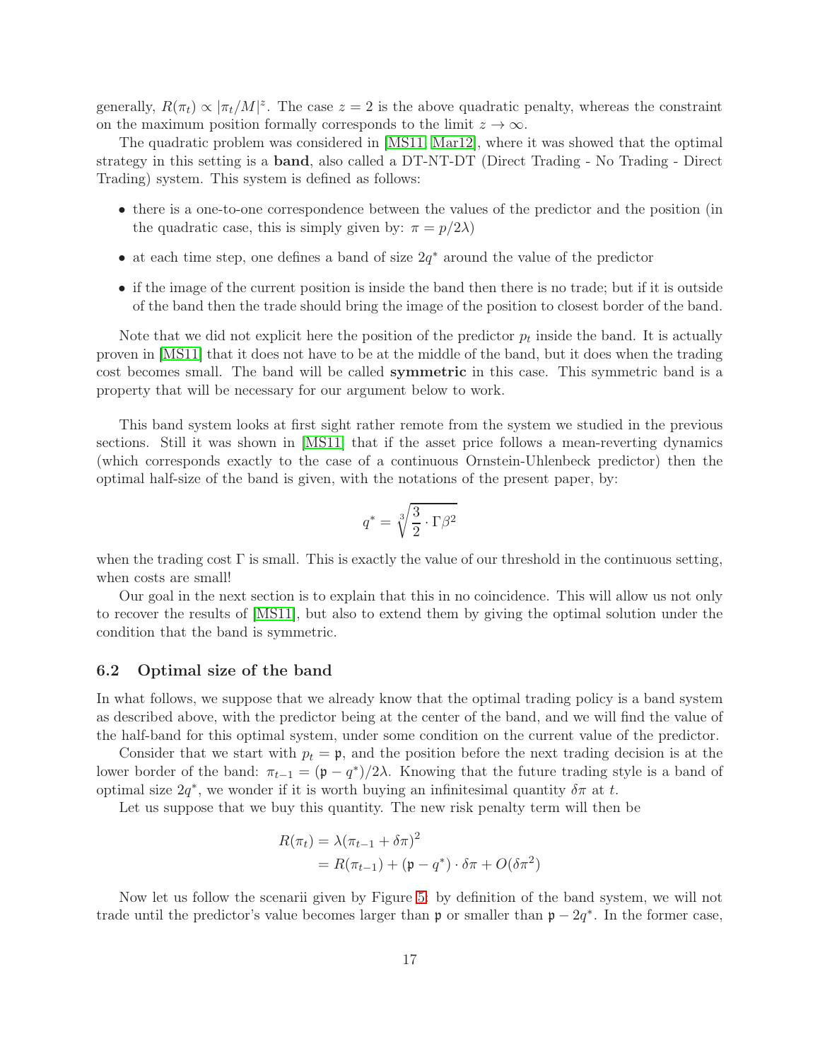generally, $R(\pi_t) \propto |\pi_t/M|^z$. The case $z = 2$ is the above quadratic penalty, whereas the constraint on the maximum position formally corresponds to the limit $z \to \infty$.

The quadratic problem was considered in [MS11, Mar12], where it was showed that the optimal strategy in this setting is a **band**, also called a DT-NT-DT (Direct Trading - No Trading - Direct Trading) system. This system is defined as follows:

- there is a one-to-one correspondence between the values of the predictor and the position (in the quadratic case, this is simply given by: $\pi = p/2\lambda$)
- at each time step, one defines a band of size $2q^*$ around the value of the predictor
- if the image of the current position is inside the band then there is no trade; but if it is outside of the band then the trade should bring the image of the position to closest border of the band.

Note that we did not explicit here the position of the predictor $p_t$ inside the band. It is actually proven in [MS11] that it does not have to be at the middle of the band, but it does when the trading cost becomes small. The band will be called **symmetric** in this case. This symmetric band is a property that will be necessary for our argument below to work.

This band system looks at first sight rather remote from the system we studied in the previous sections. Still it was shown in [MS11] that if the asset price follows a mean-reverting dynamics (which corresponds exactly to the case of a continuous Ornstein-Uhlenbeck predictor) then the optimal half-size of the band is given, with the notations of the present paper, by:

$$q^* = \sqrt[3]{\frac{3}{2} \cdot \Gamma\beta^2}$$

when the trading cost $\Gamma$ is small. This is exactly the value of our threshold in the continuous setting, when costs are small!

Our goal in the next section is to explain that this in no coincidence. This will allow us not only to recover the results of [MS11], but also to extend them by giving the optimal solution under the condition that the band is symmetric.

### 6.2 Optimal size of the band

In what follows, we suppose that we already know that the optimal trading policy is a band system as described above, with the predictor being at the center of the band, and we will find the value of the half-band for this optimal system, under some condition on the current value of the predictor.

Consider that we start with $p_t = \mathfrak{p}$, and the position before the next trading decision is at the lower border of the band: $\pi_{t-1} = (\mathfrak{p} - q^*)/2\lambda$. Knowing that the future trading style is a band of optimal size $2q^*$, we wonder if it is worth buying an infinitesimal quantity $\delta\pi$ at $t$.

Let us suppose that we buy this quantity. The new risk penalty term will then be

$$\begin{aligned} R(\pi_t) &= \lambda(\pi_{t-1} + \delta\pi)^2 \\ &= R(\pi_{t-1}) + (\mathfrak{p} - q^*) \cdot \delta\pi + O(\delta\pi^2) \end{aligned}$$

Now let us follow the scenarii given by Figure 5: by definition of the band system, we will not trade until the predictor's value becomes larger than $\mathfrak{p}$ or smaller than $\mathfrak{p} - 2q^*$. In the former case,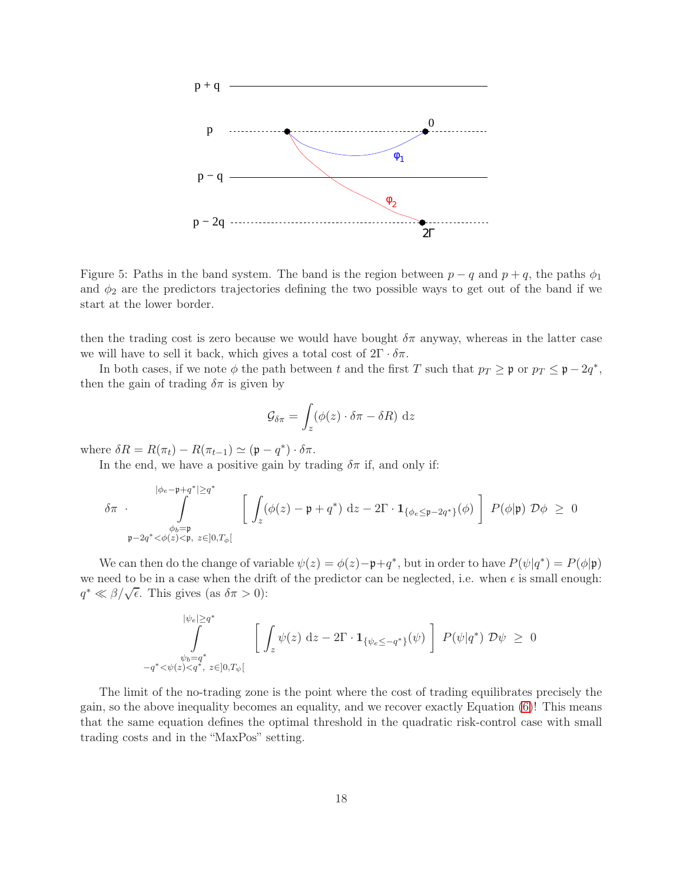Figure 5: Paths in the band system. The band is the region between $p - q$ and $p + q$, the paths $\phi_1$ and $\phi_2$ are the predictors trajectories defining the two possible ways to get out of the band if we start at the lower border.

then the trading cost is zero because we would have bought $\delta\pi$ anyway, whereas in the latter case we will have to sell it back, which gives a total cost of $2\Gamma \cdot \delta\pi$.

In both cases, if we note $\phi$ the path between $t$ and the first $T$ such that $p_T \geq \mathfrak{p}$ or $p_T \leq \mathfrak{p} - 2q^*$, then the gain of trading $\delta\pi$ is given by

$$\mathcal{G}_{\delta\pi} = \int_z (\phi(z) \cdot \delta\pi - \delta R) \, \mathrm{d}z$$

where $\delta R = R(\pi_t) - R(\pi_{t-1}) \simeq (\mathfrak{p} - q^*) \cdot \delta\pi$.

In the end, we have a positive gain by trading $\delta\pi$ if, and only if:

$$\delta\pi \;\cdot \int_{\substack{\phi_b = \mathfrak{p} \\ \mathfrak{p}-2q^* < \phi(z) < \mathfrak{p},\ z \in ]0, T_\phi[}}^{|\phi_e - \mathfrak{p} + q^*| \geq q^*} \left[ \int_z (\phi(z) - \mathfrak{p} + q^*) \, \mathrm{d}z - 2\Gamma \cdot \mathbf{1}_{\{\phi_e \leq \mathfrak{p} - 2q^*\}}(\phi) \right] P(\phi|\mathfrak{p}) \, \mathcal{D}\phi \;\geq\; 0$$

We can then do the change of variable $\psi(z) = \phi(z) - \mathfrak{p} + q^*$, but in order to have $P(\psi|q^*) = P(\phi|\mathfrak{p})$ we need to be in a case when the drift of the predictor can be neglected, i.e. when $\epsilon$ is small enough: $q^* \ll \beta/\sqrt{\epsilon}$. This gives (as $\delta\pi > 0$):

$$\int_{\substack{\psi_b = q^* \\ -q^* < \psi(z) < q^*,\ z \in ]0, T_\psi[}}^{|\psi_e| \geq q^*} \left[ \int_z \psi(z) \, \mathrm{d}z - 2\Gamma \cdot \mathbf{1}_{\{\psi_e \leq -q^*\}}(\psi) \right] P(\psi|q^*) \, \mathcal{D}\psi \;\geq\; 0$$

The limit of the no-trading zone is the point where the cost of trading equilibrates precisely the gain, so the above inequality becomes an equality, and we recover exactly Equation (6)! This means that the same equation defines the optimal threshold in the quadratic risk-control case with small trading costs and in the "MaxPos" setting.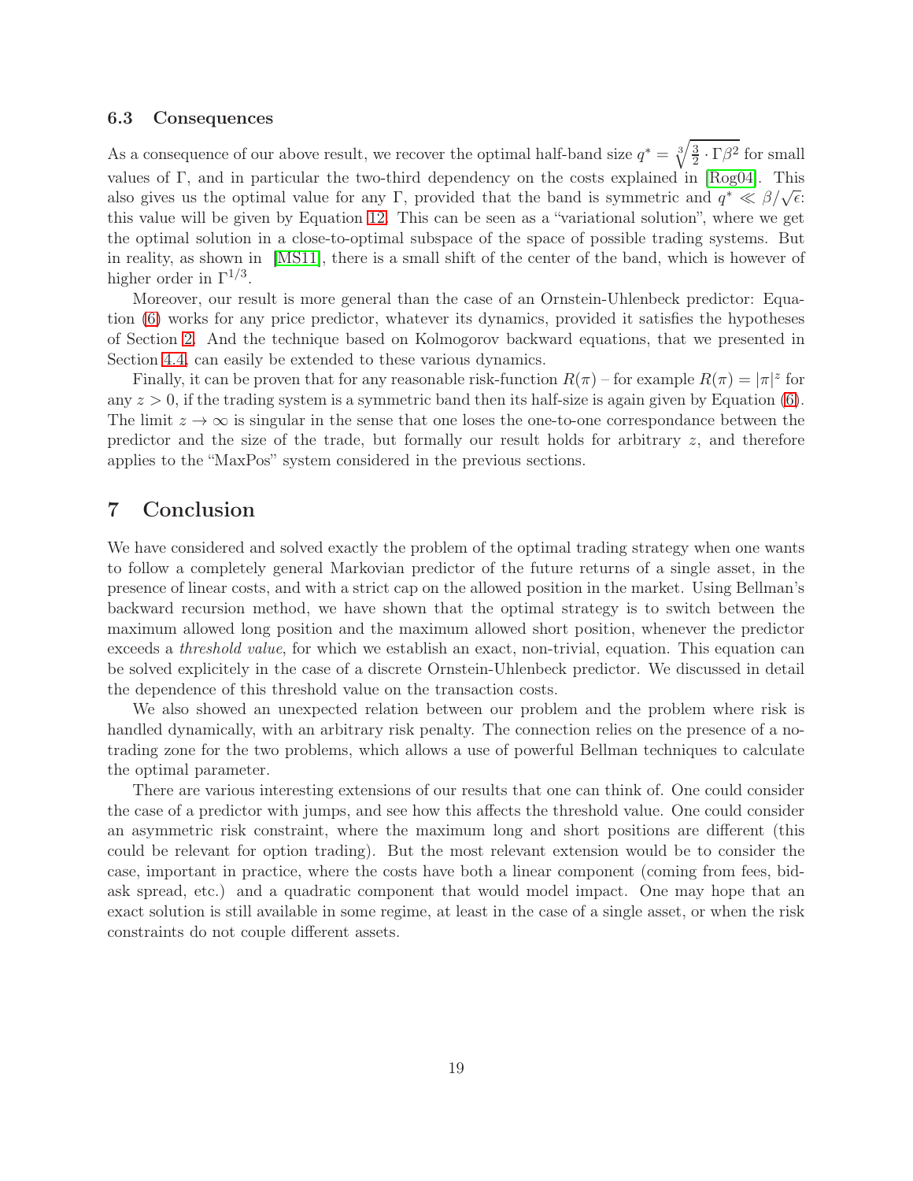### 6.3 Consequences

As a consequence of our above result, we recover the optimal half-band size $q^* = \sqrt[3]{\frac{3}{2} \cdot \Gamma \beta^2}$ for small values of $\Gamma$, and in particular the two-third dependency on the costs explained in [Rog04]. This also gives us the optimal value for any $\Gamma$, provided that the band is symmetric and $q^* \ll \beta/\sqrt{\epsilon}$: this value will be given by Equation 12. This can be seen as a "variational solution", where we get the optimal solution in a close-to-optimal subspace of the space of possible trading systems. But in reality, as shown in [MS11], there is a small shift of the center of the band, which is however of higher order in $\Gamma^{1/3}$.

Moreover, our result is more general than the case of an Ornstein-Uhlenbeck predictor: Equation (6) works for any price predictor, whatever its dynamics, provided it satisfies the hypotheses of Section 2. And the technique based on Kolmogorov backward equations, that we presented in Section 4.4, can easily be extended to these various dynamics.

Finally, it can be proven that for any reasonable risk-function $R(\pi)$ – for example $R(\pi) = |\pi|^z$ for any $z > 0$, if the trading system is a symmetric band then its half-size is again given by Equation (6). The limit $z \to \infty$ is singular in the sense that one loses the one-to-one correspondance between the predictor and the size of the trade, but formally our result holds for arbitrary $z$, and therefore applies to the "MaxPos" system considered in the previous sections.

# 7 Conclusion

We have considered and solved exactly the problem of the optimal trading strategy when one wants to follow a completely general Markovian predictor of the future returns of a single asset, in the presence of linear costs, and with a strict cap on the allowed position in the market. Using Bellman's backward recursion method, we have shown that the optimal strategy is to switch between the maximum allowed long position and the maximum allowed short position, whenever the predictor exceeds a *threshold value*, for which we establish an exact, non-trivial, equation. This equation can be solved explicitely in the case of a discrete Ornstein-Uhlenbeck predictor. We discussed in detail the dependence of this threshold value on the transaction costs.

We also showed an unexpected relation between our problem and the problem where risk is handled dynamically, with an arbitrary risk penalty. The connection relies on the presence of a no-trading zone for the two problems, which allows a use of powerful Bellman techniques to calculate the optimal parameter.

There are various interesting extensions of our results that one can think of. One could consider the case of a predictor with jumps, and see how this affects the threshold value. One could consider an asymmetric risk constraint, where the maximum long and short positions are different (this could be relevant for option trading). But the most relevant extension would be to consider the case, important in practice, where the costs have both a linear component (coming from fees, bid-ask spread, etc.) and a quadratic component that would model impact. One may hope that an exact solution is still available in some regime, at least in the case of a single asset, or when the risk constraints do not couple different assets.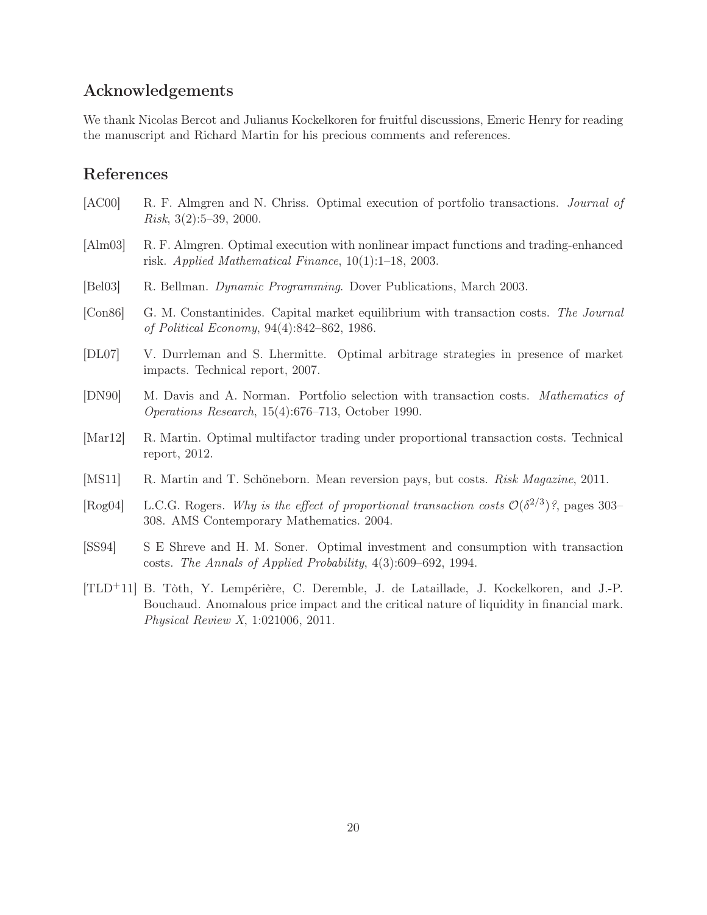## Acknowledgements

We thank Nicolas Bercot and Julianus Kockelkoren for fruitful discussions, Emeric Henry for reading the manuscript and Richard Martin for his precious comments and references.

## References

[AC00] R. F. Almgren and N. Chriss. Optimal execution of portfolio transactions. *Journal of Risk*, 3(2):5–39, 2000.

[Alm03] R. F. Almgren. Optimal execution with nonlinear impact functions and trading-enhanced risk. *Applied Mathematical Finance*, 10(1):1–18, 2003.

[Bel03] R. Bellman. *Dynamic Programming*. Dover Publications, March 2003.

[Con86] G. M. Constantinides. Capital market equilibrium with transaction costs. *The Journal of Political Economy*, 94(4):842–862, 1986.

[DL07] V. Durrleman and S. Lhermitte. Optimal arbitrage strategies in presence of market impacts. Technical report, 2007.

[DN90] M. Davis and A. Norman. Portfolio selection with transaction costs. *Mathematics of Operations Research*, 15(4):676–713, October 1990.

[Mar12] R. Martin. Optimal multifactor trading under proportional transaction costs. Technical report, 2012.

[MS11] R. Martin and T. Schöneborn. Mean reversion pays, but costs. *Risk Magazine*, 2011.

[Rog04] L.C.G. Rogers. *Why is the effect of proportional transaction costs $\mathcal{O}(\delta^{2/3})$?*, pages 303–308. AMS Contemporary Mathematics. 2004.

[SS94] S E Shreve and H. M. Soner. Optimal investment and consumption with transaction costs. *The Annals of Applied Probability*, 4(3):609–692, 1994.

[TLD+11] B. Tòth, Y. Lempérière, C. Deremble, J. de Lataillade, J. Kockelkoren, and J.-P. Bouchaud. Anomalous price impact and the critical nature of liquidity in financial mark. *Physical Review X*, 1:021006, 2011.